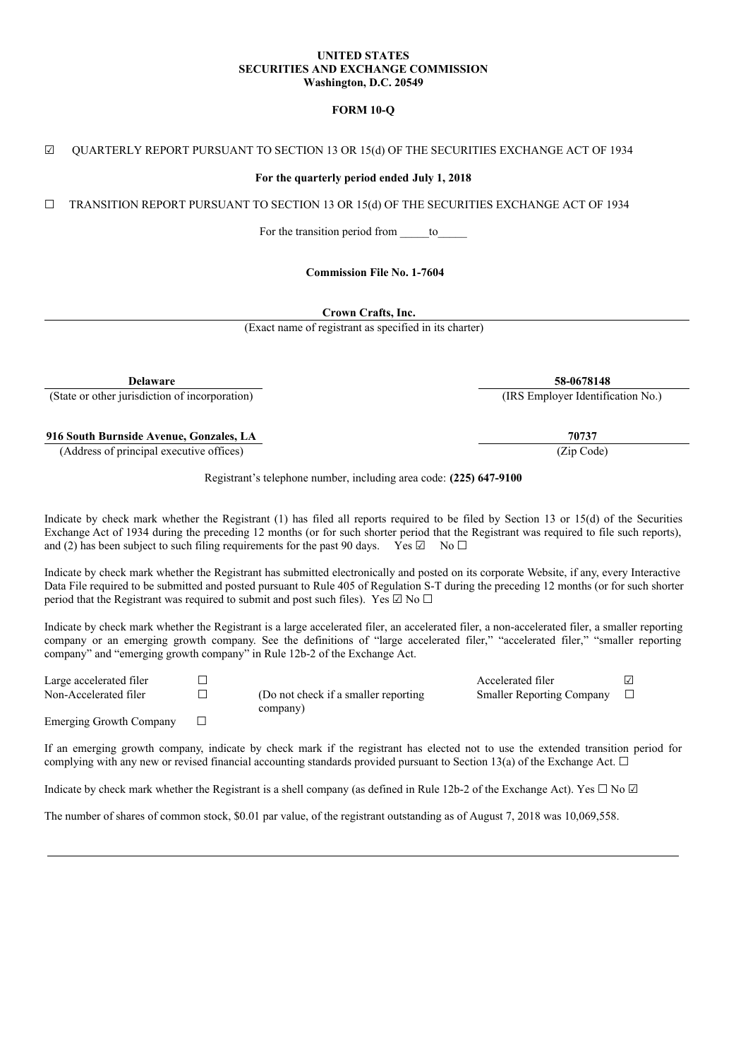**UNITED STATES**
**SECURITIES AND EXCHANGE COMMISSION**
**Washington, D.C. 20549**

**FORM 10-Q**

☑ QUARTERLY REPORT PURSUANT TO SECTION 13 OR 15(d) OF THE SECURITIES EXCHANGE ACT OF 1934

**For the quarterly period ended July 1, 2018**

☐ TRANSITION REPORT PURSUANT TO SECTION 13 OR 15(d) OF THE SECURITIES EXCHANGE ACT OF 1934

For the transition period from _____to_____

**Commission File No. 1-7604**

**Crown Crafts, Inc.**
(Exact name of registrant as specified in its charter)

| **Delaware** | **58-0678148** |
|---|---|
| (State or other jurisdiction of incorporation) | (IRS Employer Identification No.) |
| **916 South Burnside Avenue, Gonzales, LA** | **70737** |
| (Address of principal executive offices) | (Zip Code) |

Registrant's telephone number, including area code: **(225) 647-9100**

Indicate by check mark whether the Registrant (1) has filed all reports required to be filed by Section 13 or 15(d) of the Securities Exchange Act of 1934 during the preceding 12 months (or for such shorter period that the Registrant was required to file such reports), and (2) has been subject to such filing requirements for the past 90 days. Yes ☑ No ☐

Indicate by check mark whether the Registrant has submitted electronically and posted on its corporate Website, if any, every Interactive Data File required to be submitted and posted pursuant to Rule 405 of Regulation S-T during the preceding 12 months (or for such shorter period that the Registrant was required to submit and post such files). Yes ☑ No ☐

Indicate by check mark whether the Registrant is a large accelerated filer, an accelerated filer, a non-accelerated filer, a smaller reporting company or an emerging growth company. See the definitions of "large accelerated filer," "accelerated filer," "smaller reporting company" and "emerging growth company" in Rule 12b-2 of the Exchange Act.

| | | | | |
|---|---|---|---|---|
| Large accelerated filer | ☐ | | Accelerated filer | ☑ |
| Non-Accelerated filer | ☐ | (Do not check if a smaller reporting company) | Smaller Reporting Company | ☐ |
| Emerging Growth Company | ☐ | | | |

If an emerging growth company, indicate by check mark if the registrant has elected not to use the extended transition period for complying with any new or revised financial accounting standards provided pursuant to Section 13(a) of the Exchange Act. ☐

Indicate by check mark whether the Registrant is a shell company (as defined in Rule 12b-2 of the Exchange Act). Yes ☐ No ☑

The number of shares of common stock, $0.01 par value, of the registrant outstanding as of August 7, 2018 was 10,069,558.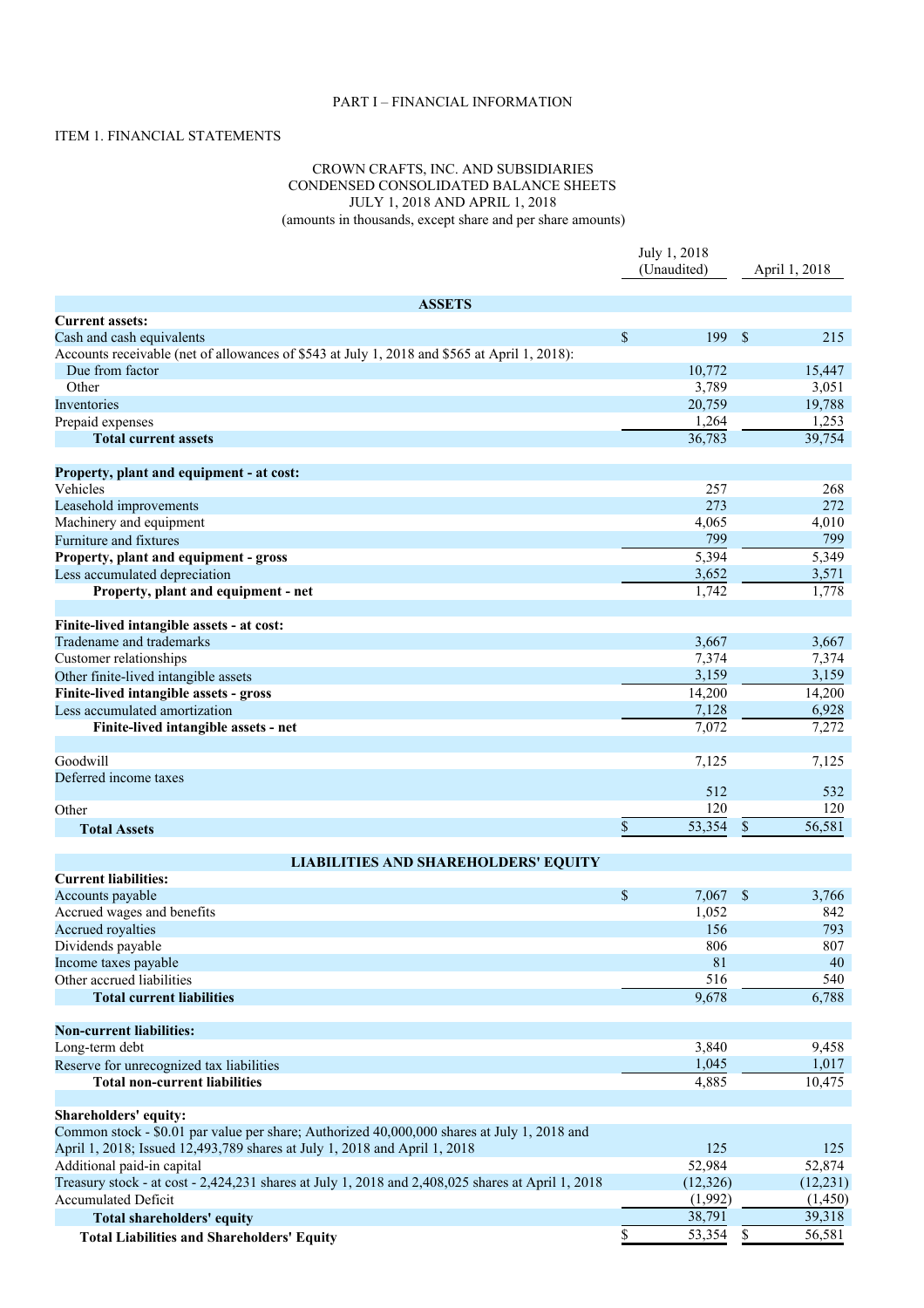PART I – FINANCIAL INFORMATION

ITEM 1. FINANCIAL STATEMENTS

CROWN CRAFTS, INC. AND SUBSIDIARIES
CONDENSED CONSOLIDATED BALANCE SHEETS
JULY 1, 2018 AND APRIL 1, 2018
(amounts in thousands, except share and per share amounts)

| | July 1, 2018 (Unaudited) | April 1, 2018 |
|---|---|---|
| **ASSETS** | | |
| **Current assets:** | | |
| Cash and cash equivalents | $ 199 | $ 215 |
| Accounts receivable (net of allowances of $543 at July 1, 2018 and $565 at April 1, 2018): | | |
| Due from factor | 10,772 | 15,447 |
| Other | 3,789 | 3,051 |
| Inventories | 20,759 | 19,788 |
| Prepaid expenses | 1,264 | 1,253 |
| **Total current assets** | 36,783 | 39,754 |
| | | |
| **Property, plant and equipment - at cost:** | | |
| Vehicles | 257 | 268 |
| Leasehold improvements | 273 | 272 |
| Machinery and equipment | 4,065 | 4,010 |
| Furniture and fixtures | 799 | 799 |
| **Property, plant and equipment - gross** | 5,394 | 5,349 |
| Less accumulated depreciation | 3,652 | 3,571 |
| **Property, plant and equipment - net** | 1,742 | 1,778 |
| | | |
| **Finite-lived intangible assets - at cost:** | | |
| Tradename and trademarks | 3,667 | 3,667 |
| Customer relationships | 7,374 | 7,374 |
| Other finite-lived intangible assets | 3,159 | 3,159 |
| **Finite-lived intangible assets - gross** | 14,200 | 14,200 |
| Less accumulated amortization | 7,128 | 6,928 |
| **Finite-lived intangible assets - net** | 7,072 | 7,272 |
| | | |
| Goodwill | 7,125 | 7,125 |
| Deferred income taxes | 512 | 532 |
| Other | 120 | 120 |
| **Total Assets** | $ 53,354 | $ 56,581 |
| | | |
| **LIABILITIES AND SHAREHOLDERS' EQUITY** | | |
| **Current liabilities:** | | |
| Accounts payable | $ 7,067 | $ 3,766 |
| Accrued wages and benefits | 1,052 | 842 |
| Accrued royalties | 156 | 793 |
| Dividends payable | 806 | 807 |
| Income taxes payable | 81 | 40 |
| Other accrued liabilities | 516 | 540 |
| **Total current liabilities** | 9,678 | 6,788 |
| | | |
| **Non-current liabilities:** | | |
| Long-term debt | 3,840 | 9,458 |
| Reserve for unrecognized tax liabilities | 1,045 | 1,017 |
| **Total non-current liabilities** | 4,885 | 10,475 |
| | | |
| **Shareholders' equity:** | | |
| Common stock - $0.01 par value per share; Authorized 40,000,000 shares at July 1, 2018 and April 1, 2018; Issued 12,493,789 shares at July 1, 2018 and April 1, 2018 | 125 | 125 |
| Additional paid-in capital | 52,984 | 52,874 |
| Treasury stock - at cost - 2,424,231 shares at July 1, 2018 and 2,408,025 shares at April 1, 2018 | (12,326) | (12,231) |
| Accumulated Deficit | (1,992) | (1,450) |
| **Total shareholders' equity** | 38,791 | 39,318 |
| **Total Liabilities and Shareholders' Equity** | $ 53,354 | $ 56,581 |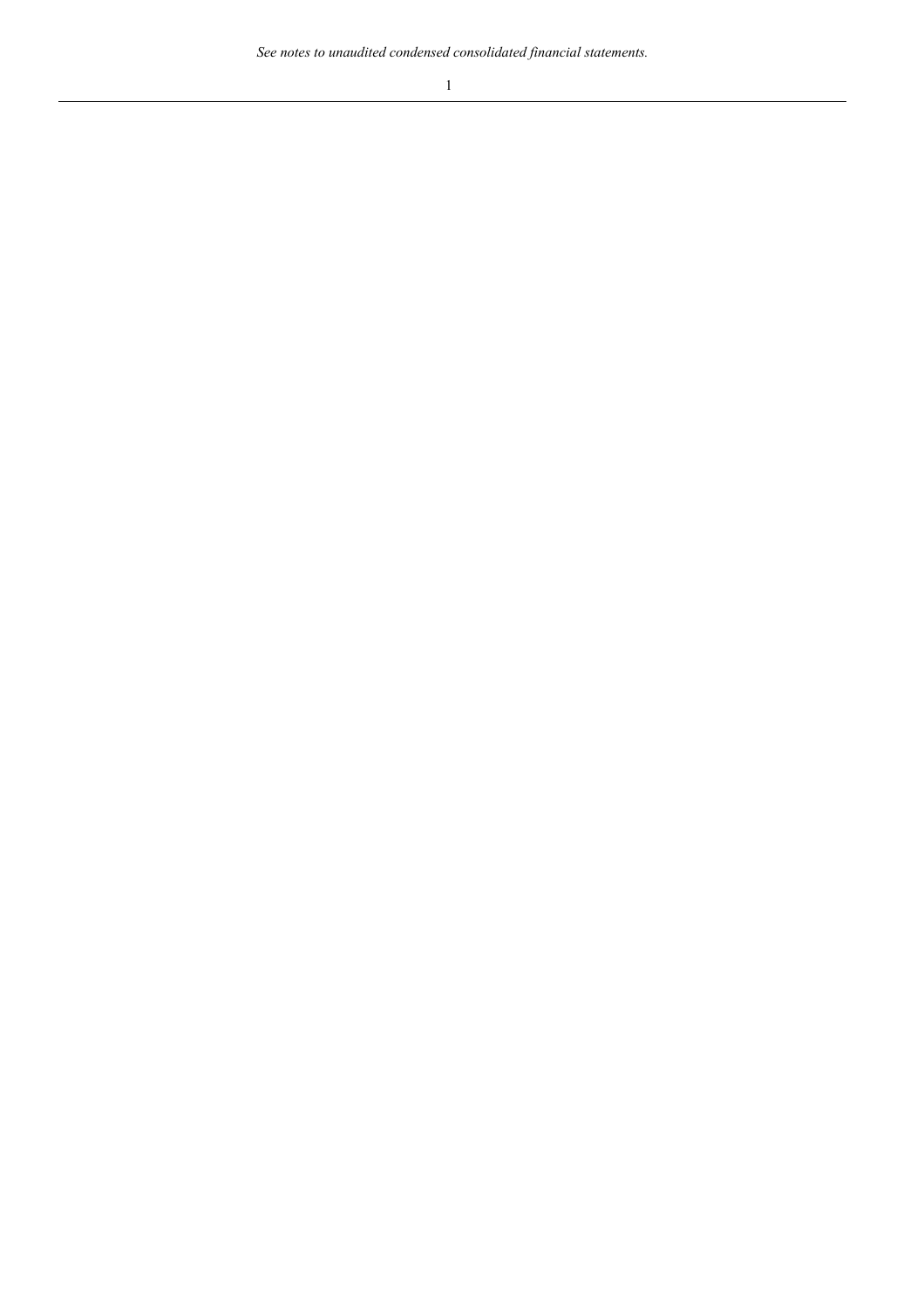*See notes to unaudited condensed consolidated financial statements.*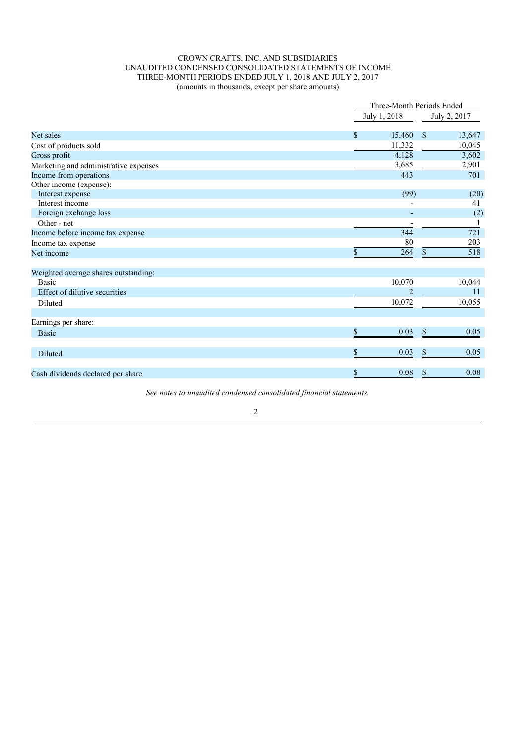CROWN CRAFTS, INC. AND SUBSIDIARIES
UNAUDITED CONDENSED CONSOLIDATED STATEMENTS OF INCOME
THREE-MONTH PERIODS ENDED JULY 1, 2018 AND JULY 2, 2017
(amounts in thousands, except per share amounts)

| | Three-Month Periods Ended | |
|---|---|---|
| | July 1, 2018 | July 2, 2017 |
| Net sales | $ 15,460 | $ 13,647 |
| Cost of products sold | 11,332 | 10,045 |
| Gross profit | 4,128 | 3,602 |
| Marketing and administrative expenses | 3,685 | 2,901 |
| Income from operations | 443 | 701 |
| Other income (expense): | | |
| Interest expense | (99) | (20) |
| Interest income | - | 41 |
| Foreign exchange loss | - | (2) |
| Other - net | - | 1 |
| Income before income tax expense | 344 | 721 |
| Income tax expense | 80 | 203 |
| Net income | $ 264 | $ 518 |
| | | |
| Weighted average shares outstanding: | | |
| Basic | 10,070 | 10,044 |
| Effect of dilutive securities | 2 | 11 |
| Diluted | 10,072 | 10,055 |
| | | |
| Earnings per share: | | |
| Basic | $ 0.03 | $ 0.05 |
| | | |
| Diluted | $ 0.03 | $ 0.05 |
| | | |
| Cash dividends declared per share | $ 0.08 | $ 0.08 |

*See notes to unaudited condensed consolidated financial statements.*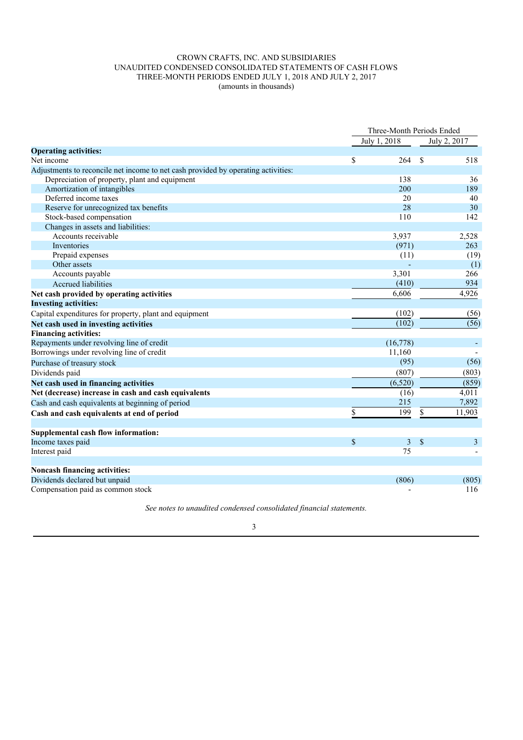CROWN CRAFTS, INC. AND SUBSIDIARIES
UNAUDITED CONDENSED CONSOLIDATED STATEMENTS OF CASH FLOWS
THREE-MONTH PERIODS ENDED JULY 1, 2018 AND JULY 2, 2017
(amounts in thousands)

| | Three-Month Periods Ended | |
|---|---|---|
| | July 1, 2018 | July 2, 2017 |
| **Operating activities:** | | |
| Net income | $ 264 | $ 518 |
| Adjustments to reconcile net income to net cash provided by operating activities: | | |
| Depreciation of property, plant and equipment | 138 | 36 |
| Amortization of intangibles | 200 | 189 |
| Deferred income taxes | 20 | 40 |
| Reserve for unrecognized tax benefits | 28 | 30 |
| Stock-based compensation | 110 | 142 |
| Changes in assets and liabilities: | | |
| Accounts receivable | 3,937 | 2,528 |
| Inventories | (971) | 263 |
| Prepaid expenses | (11) | (19) |
| Other assets | - | (1) |
| Accounts payable | 3,301 | 266 |
| Accrued liabilities | (410) | 934 |
| **Net cash provided by operating activities** | 6,606 | 4,926 |
| **Investing activities:** | | |
| Capital expenditures for property, plant and equipment | (102) | (56) |
| **Net cash used in investing activities** | (102) | (56) |
| **Financing activities:** | | |
| Repayments under revolving line of credit | (16,778) | - |
| Borrowings under revolving line of credit | 11,160 | - |
| Purchase of treasury stock | (95) | (56) |
| Dividends paid | (807) | (803) |
| **Net cash used in financing activities** | (6,520) | (859) |
| **Net (decrease) increase in cash and cash equivalents** | (16) | 4,011 |
| Cash and cash equivalents at beginning of period | 215 | 7,892 |
| **Cash and cash equivalents at end of period** | $ 199 | $ 11,903 |
| | | |
| **Supplemental cash flow information:** | | |
| Income taxes paid | $ 3 | $ 3 |
| Interest paid | 75 | - |
| | | |
| **Noncash financing activities:** | | |
| Dividends declared but unpaid | (806) | (805) |
| Compensation paid as common stock | - | 116 |

*See notes to unaudited condensed consolidated financial statements.*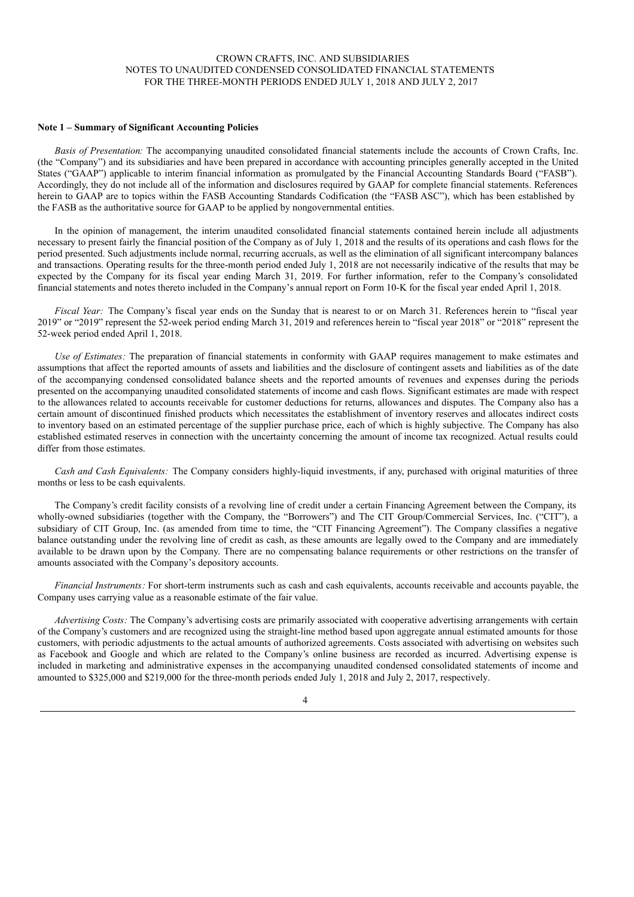CROWN CRAFTS, INC. AND SUBSIDIARIES
NOTES TO UNAUDITED CONDENSED CONSOLIDATED FINANCIAL STATEMENTS
FOR THE THREE-MONTH PERIODS ENDED JULY 1, 2018 AND JULY 2, 2017

**Note 1 – Summary of Significant Accounting Policies**

*Basis of Presentation:* The accompanying unaudited consolidated financial statements include the accounts of Crown Crafts, Inc. (the "Company") and its subsidiaries and have been prepared in accordance with accounting principles generally accepted in the United States ("GAAP") applicable to interim financial information as promulgated by the Financial Accounting Standards Board ("FASB"). Accordingly, they do not include all of the information and disclosures required by GAAP for complete financial statements. References herein to GAAP are to topics within the FASB Accounting Standards Codification (the "FASB ASC"), which has been established by the FASB as the authoritative source for GAAP to be applied by nongovernmental entities.

In the opinion of management, the interim unaudited consolidated financial statements contained herein include all adjustments necessary to present fairly the financial position of the Company as of July 1, 2018 and the results of its operations and cash flows for the period presented. Such adjustments include normal, recurring accruals, as well as the elimination of all significant intercompany balances and transactions. Operating results for the three-month period ended July 1, 2018 are not necessarily indicative of the results that may be expected by the Company for its fiscal year ending March 31, 2019. For further information, refer to the Company's consolidated financial statements and notes thereto included in the Company's annual report on Form 10-K for the fiscal year ended April 1, 2018.

*Fiscal Year:* The Company's fiscal year ends on the Sunday that is nearest to or on March 31. References herein to "fiscal year 2019" or "2019" represent the 52-week period ending March 31, 2019 and references herein to "fiscal year 2018" or "2018" represent the 52-week period ended April 1, 2018.

*Use of Estimates:* The preparation of financial statements in conformity with GAAP requires management to make estimates and assumptions that affect the reported amounts of assets and liabilities and the disclosure of contingent assets and liabilities as of the date of the accompanying condensed consolidated balance sheets and the reported amounts of revenues and expenses during the periods presented on the accompanying unaudited consolidated statements of income and cash flows. Significant estimates are made with respect to the allowances related to accounts receivable for customer deductions for returns, allowances and disputes. The Company also has a certain amount of discontinued finished products which necessitates the establishment of inventory reserves and allocates indirect costs to inventory based on an estimated percentage of the supplier purchase price, each of which is highly subjective. The Company has also established estimated reserves in connection with the uncertainty concerning the amount of income tax recognized. Actual results could differ from those estimates.

*Cash and Cash Equivalents:* The Company considers highly-liquid investments, if any, purchased with original maturities of three months or less to be cash equivalents.

The Company's credit facility consists of a revolving line of credit under a certain Financing Agreement between the Company, its wholly-owned subsidiaries (together with the Company, the "Borrowers") and The CIT Group/Commercial Services, Inc. ("CIT"), a subsidiary of CIT Group, Inc. (as amended from time to time, the "CIT Financing Agreement"). The Company classifies a negative balance outstanding under the revolving line of credit as cash, as these amounts are legally owed to the Company and are immediately available to be drawn upon by the Company. There are no compensating balance requirements or other restrictions on the transfer of amounts associated with the Company's depository accounts.

*Financial Instruments:* For short-term instruments such as cash and cash equivalents, accounts receivable and accounts payable, the Company uses carrying value as a reasonable estimate of the fair value.

*Advertising Costs:* The Company's advertising costs are primarily associated with cooperative advertising arrangements with certain of the Company's customers and are recognized using the straight-line method based upon aggregate annual estimated amounts for those customers, with periodic adjustments to the actual amounts of authorized agreements. Costs associated with advertising on websites such as Facebook and Google and which are related to the Company's online business are recorded as incurred. Advertising expense is included in marketing and administrative expenses in the accompanying unaudited condensed consolidated statements of income and amounted to $325,000 and $219,000 for the three-month periods ended July 1, 2018 and July 2, 2017, respectively.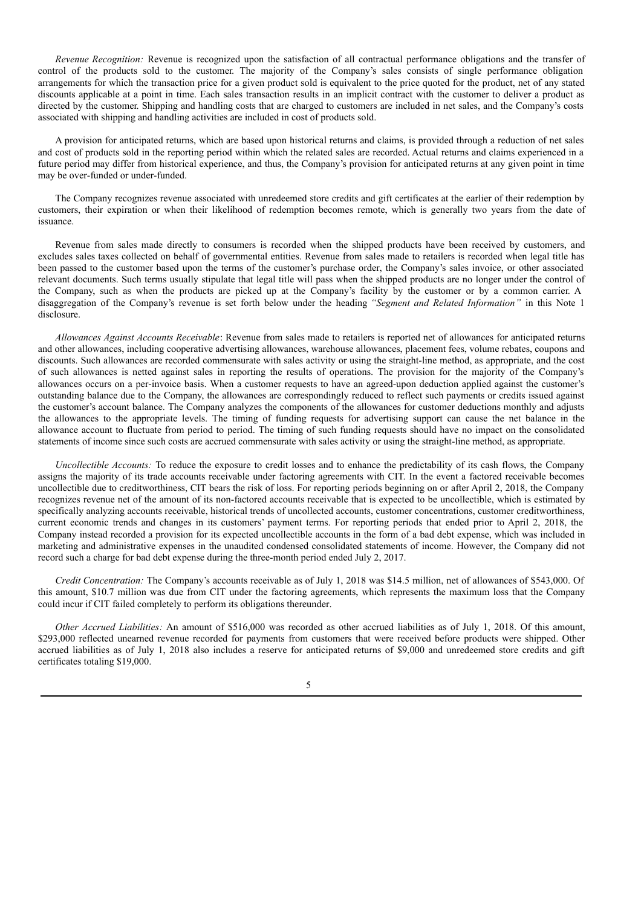*Revenue Recognition:* Revenue is recognized upon the satisfaction of all contractual performance obligations and the transfer of control of the products sold to the customer. The majority of the Company's sales consists of single performance obligation arrangements for which the transaction price for a given product sold is equivalent to the price quoted for the product, net of any stated discounts applicable at a point in time. Each sales transaction results in an implicit contract with the customer to deliver a product as directed by the customer. Shipping and handling costs that are charged to customers are included in net sales, and the Company's costs associated with shipping and handling activities are included in cost of products sold.

A provision for anticipated returns, which are based upon historical returns and claims, is provided through a reduction of net sales and cost of products sold in the reporting period within which the related sales are recorded. Actual returns and claims experienced in a future period may differ from historical experience, and thus, the Company's provision for anticipated returns at any given point in time may be over-funded or under-funded.

The Company recognizes revenue associated with unredeemed store credits and gift certificates at the earlier of their redemption by customers, their expiration or when their likelihood of redemption becomes remote, which is generally two years from the date of issuance.

Revenue from sales made directly to consumers is recorded when the shipped products have been received by customers, and excludes sales taxes collected on behalf of governmental entities. Revenue from sales made to retailers is recorded when legal title has been passed to the customer based upon the terms of the customer's purchase order, the Company's sales invoice, or other associated relevant documents. Such terms usually stipulate that legal title will pass when the shipped products are no longer under the control of the Company, such as when the products are picked up at the Company's facility by the customer or by a common carrier. A disaggregation of the Company's revenue is set forth below under the heading *"Segment and Related Information"* in this Note 1 disclosure.

*Allowances Against Accounts Receivable*: Revenue from sales made to retailers is reported net of allowances for anticipated returns and other allowances, including cooperative advertising allowances, warehouse allowances, placement fees, volume rebates, coupons and discounts. Such allowances are recorded commensurate with sales activity or using the straight-line method, as appropriate, and the cost of such allowances is netted against sales in reporting the results of operations. The provision for the majority of the Company's allowances occurs on a per-invoice basis. When a customer requests to have an agreed-upon deduction applied against the customer's outstanding balance due to the Company, the allowances are correspondingly reduced to reflect such payments or credits issued against the customer's account balance. The Company analyzes the components of the allowances for customer deductions monthly and adjusts the allowances to the appropriate levels. The timing of funding requests for advertising support can cause the net balance in the allowance account to fluctuate from period to period. The timing of such funding requests should have no impact on the consolidated statements of income since such costs are accrued commensurate with sales activity or using the straight-line method, as appropriate.

*Uncollectible Accounts:* To reduce the exposure to credit losses and to enhance the predictability of its cash flows, the Company assigns the majority of its trade accounts receivable under factoring agreements with CIT. In the event a factored receivable becomes uncollectible due to creditworthiness, CIT bears the risk of loss. For reporting periods beginning on or after April 2, 2018, the Company recognizes revenue net of the amount of its non-factored accounts receivable that is expected to be uncollectible, which is estimated by specifically analyzing accounts receivable, historical trends of uncollected accounts, customer concentrations, customer creditworthiness, current economic trends and changes in its customers' payment terms. For reporting periods that ended prior to April 2, 2018, the Company instead recorded a provision for its expected uncollectible accounts in the form of a bad debt expense, which was included in marketing and administrative expenses in the unaudited condensed consolidated statements of income. However, the Company did not record such a charge for bad debt expense during the three-month period ended July 2, 2017.

*Credit Concentration:* The Company's accounts receivable as of July 1, 2018 was $14.5 million, net of allowances of $543,000. Of this amount, $10.7 million was due from CIT under the factoring agreements, which represents the maximum loss that the Company could incur if CIT failed completely to perform its obligations thereunder.

*Other Accrued Liabilities:* An amount of $516,000 was recorded as other accrued liabilities as of July 1, 2018. Of this amount, $293,000 reflected unearned revenue recorded for payments from customers that were received before products were shipped. Other accrued liabilities as of July 1, 2018 also includes a reserve for anticipated returns of $9,000 and unredeemed store credits and gift certificates totaling $19,000.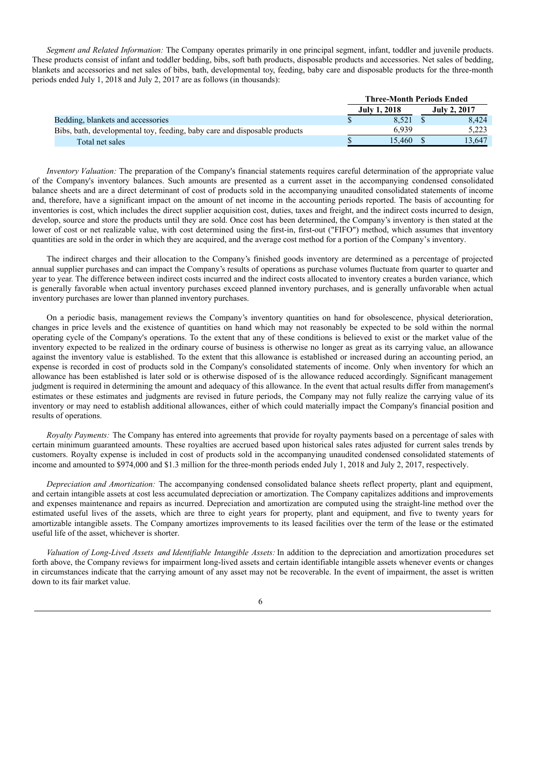*Segment and Related Information:* The Company operates primarily in one principal segment, infant, toddler and juvenile products. These products consist of infant and toddler bedding, bibs, soft bath products, disposable products and accessories. Net sales of bedding, blankets and accessories and net sales of bibs, bath, developmental toy, feeding, baby care and disposable products for the three-month periods ended July 1, 2018 and July 2, 2017 are as follows (in thousands):

| | Three-Month Periods Ended | |
|---|---|---|
| | July 1, 2018 | July 2, 2017 |
| Bedding, blankets and accessories | $ 8,521 | $ 8,424 |
| Bibs, bath, developmental toy, feeding, baby care and disposable products | 6,939 | 5,223 |
| Total net sales | $ 15,460 | $ 13,647 |

*Inventory Valuation:* The preparation of the Company's financial statements requires careful determination of the appropriate value of the Company's inventory balances. Such amounts are presented as a current asset in the accompanying condensed consolidated balance sheets and are a direct determinant of cost of products sold in the accompanying unaudited consolidated statements of income and, therefore, have a significant impact on the amount of net income in the accounting periods reported. The basis of accounting for inventories is cost, which includes the direct supplier acquisition cost, duties, taxes and freight, and the indirect costs incurred to design, develop, source and store the products until they are sold. Once cost has been determined, the Company's inventory is then stated at the lower of cost or net realizable value, with cost determined using the first-in, first-out ("FIFO") method, which assumes that inventory quantities are sold in the order in which they are acquired, and the average cost method for a portion of the Company's inventory.

The indirect charges and their allocation to the Company's finished goods inventory are determined as a percentage of projected annual supplier purchases and can impact the Company's results of operations as purchase volumes fluctuate from quarter to quarter and year to year. The difference between indirect costs incurred and the indirect costs allocated to inventory creates a burden variance, which is generally favorable when actual inventory purchases exceed planned inventory purchases, and is generally unfavorable when actual inventory purchases are lower than planned inventory purchases.

On a periodic basis, management reviews the Company's inventory quantities on hand for obsolescence, physical deterioration, changes in price levels and the existence of quantities on hand which may not reasonably be expected to be sold within the normal operating cycle of the Company's operations. To the extent that any of these conditions is believed to exist or the market value of the inventory expected to be realized in the ordinary course of business is otherwise no longer as great as its carrying value, an allowance against the inventory value is established. To the extent that this allowance is established or increased during an accounting period, an expense is recorded in cost of products sold in the Company's consolidated statements of income. Only when inventory for which an allowance has been established is later sold or is otherwise disposed of is the allowance reduced accordingly. Significant management judgment is required in determining the amount and adequacy of this allowance. In the event that actual results differ from management's estimates or these estimates and judgments are revised in future periods, the Company may not fully realize the carrying value of its inventory or may need to establish additional allowances, either of which could materially impact the Company's financial position and results of operations.

*Royalty Payments:* The Company has entered into agreements that provide for royalty payments based on a percentage of sales with certain minimum guaranteed amounts. These royalties are accrued based upon historical sales rates adjusted for current sales trends by customers. Royalty expense is included in cost of products sold in the accompanying unaudited condensed consolidated statements of income and amounted to $974,000 and $1.3 million for the three-month periods ended July 1, 2018 and July 2, 2017, respectively.

*Depreciation and Amortization:* The accompanying condensed consolidated balance sheets reflect property, plant and equipment, and certain intangible assets at cost less accumulated depreciation or amortization. The Company capitalizes additions and improvements and expenses maintenance and repairs as incurred. Depreciation and amortization are computed using the straight-line method over the estimated useful lives of the assets, which are three to eight years for property, plant and equipment, and five to twenty years for amortizable intangible assets. The Company amortizes improvements to its leased facilities over the term of the lease or the estimated useful life of the asset, whichever is shorter.

*Valuation of Long-Lived Assets and Identifiable Intangible Assets:* In addition to the depreciation and amortization procedures set forth above, the Company reviews for impairment long-lived assets and certain identifiable intangible assets whenever events or changes in circumstances indicate that the carrying amount of any asset may not be recoverable. In the event of impairment, the asset is written down to its fair market value.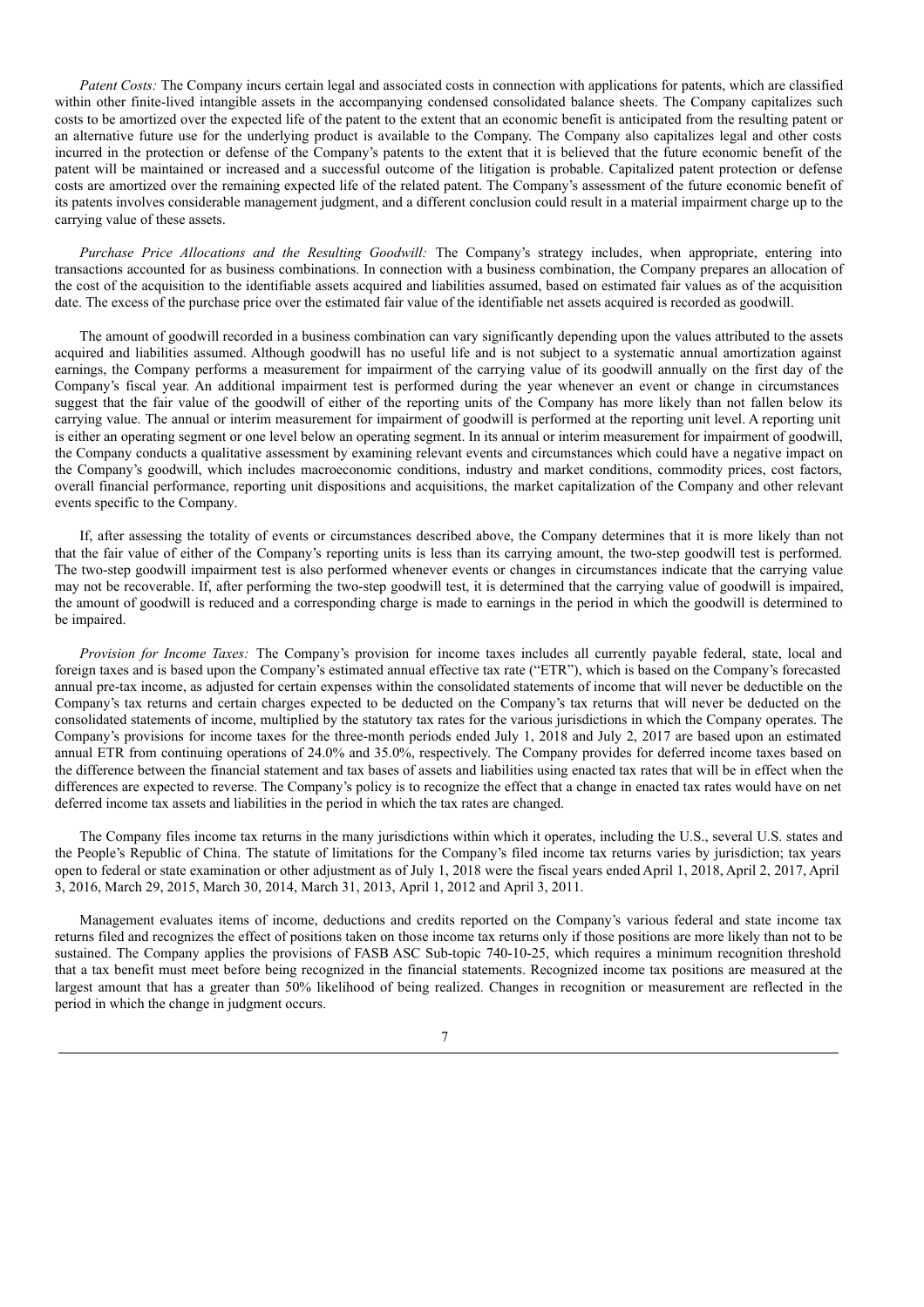*Patent Costs:* The Company incurs certain legal and associated costs in connection with applications for patents, which are classified within other finite-lived intangible assets in the accompanying condensed consolidated balance sheets. The Company capitalizes such costs to be amortized over the expected life of the patent to the extent that an economic benefit is anticipated from the resulting patent or an alternative future use for the underlying product is available to the Company. The Company also capitalizes legal and other costs incurred in the protection or defense of the Company's patents to the extent that it is believed that the future economic benefit of the patent will be maintained or increased and a successful outcome of the litigation is probable. Capitalized patent protection or defense costs are amortized over the remaining expected life of the related patent. The Company's assessment of the future economic benefit of its patents involves considerable management judgment, and a different conclusion could result in a material impairment charge up to the carrying value of these assets.

*Purchase Price Allocations and the Resulting Goodwill:* The Company's strategy includes, when appropriate, entering into transactions accounted for as business combinations. In connection with a business combination, the Company prepares an allocation of the cost of the acquisition to the identifiable assets acquired and liabilities assumed, based on estimated fair values as of the acquisition date. The excess of the purchase price over the estimated fair value of the identifiable net assets acquired is recorded as goodwill.

The amount of goodwill recorded in a business combination can vary significantly depending upon the values attributed to the assets acquired and liabilities assumed. Although goodwill has no useful life and is not subject to a systematic annual amortization against earnings, the Company performs a measurement for impairment of the carrying value of its goodwill annually on the first day of the Company's fiscal year. An additional impairment test is performed during the year whenever an event or change in circumstances suggest that the fair value of the goodwill of either of the reporting units of the Company has more likely than not fallen below its carrying value. The annual or interim measurement for impairment of goodwill is performed at the reporting unit level. A reporting unit is either an operating segment or one level below an operating segment. In its annual or interim measurement for impairment of goodwill, the Company conducts a qualitative assessment by examining relevant events and circumstances which could have a negative impact on the Company's goodwill, which includes macroeconomic conditions, industry and market conditions, commodity prices, cost factors, overall financial performance, reporting unit dispositions and acquisitions, the market capitalization of the Company and other relevant events specific to the Company.

If, after assessing the totality of events or circumstances described above, the Company determines that it is more likely than not that the fair value of either of the Company's reporting units is less than its carrying amount, the two-step goodwill test is performed. The two-step goodwill impairment test is also performed whenever events or changes in circumstances indicate that the carrying value may not be recoverable. If, after performing the two-step goodwill test, it is determined that the carrying value of goodwill is impaired, the amount of goodwill is reduced and a corresponding charge is made to earnings in the period in which the goodwill is determined to be impaired.

*Provision for Income Taxes:* The Company's provision for income taxes includes all currently payable federal, state, local and foreign taxes and is based upon the Company's estimated annual effective tax rate ("ETR"), which is based on the Company's forecasted annual pre-tax income, as adjusted for certain expenses within the consolidated statements of income that will never be deductible on the Company's tax returns and certain charges expected to be deducted on the Company's tax returns that will never be deducted on the consolidated statements of income, multiplied by the statutory tax rates for the various jurisdictions in which the Company operates. The Company's provisions for income taxes for the three-month periods ended July 1, 2018 and July 2, 2017 are based upon an estimated annual ETR from continuing operations of 24.0% and 35.0%, respectively. The Company provides for deferred income taxes based on the difference between the financial statement and tax bases of assets and liabilities using enacted tax rates that will be in effect when the differences are expected to reverse. The Company's policy is to recognize the effect that a change in enacted tax rates would have on net deferred income tax assets and liabilities in the period in which the tax rates are changed.

The Company files income tax returns in the many jurisdictions within which it operates, including the U.S., several U.S. states and the People's Republic of China. The statute of limitations for the Company's filed income tax returns varies by jurisdiction; tax years open to federal or state examination or other adjustment as of July 1, 2018 were the fiscal years ended April 1, 2018, April 2, 2017, April 3, 2016, March 29, 2015, March 30, 2014, March 31, 2013, April 1, 2012 and April 3, 2011.

Management evaluates items of income, deductions and credits reported on the Company's various federal and state income tax returns filed and recognizes the effect of positions taken on those income tax returns only if those positions are more likely than not to be sustained. The Company applies the provisions of FASB ASC Sub-topic 740-10-25, which requires a minimum recognition threshold that a tax benefit must meet before being recognized in the financial statements. Recognized income tax positions are measured at the largest amount that has a greater than 50% likelihood of being realized. Changes in recognition or measurement are reflected in the period in which the change in judgment occurs.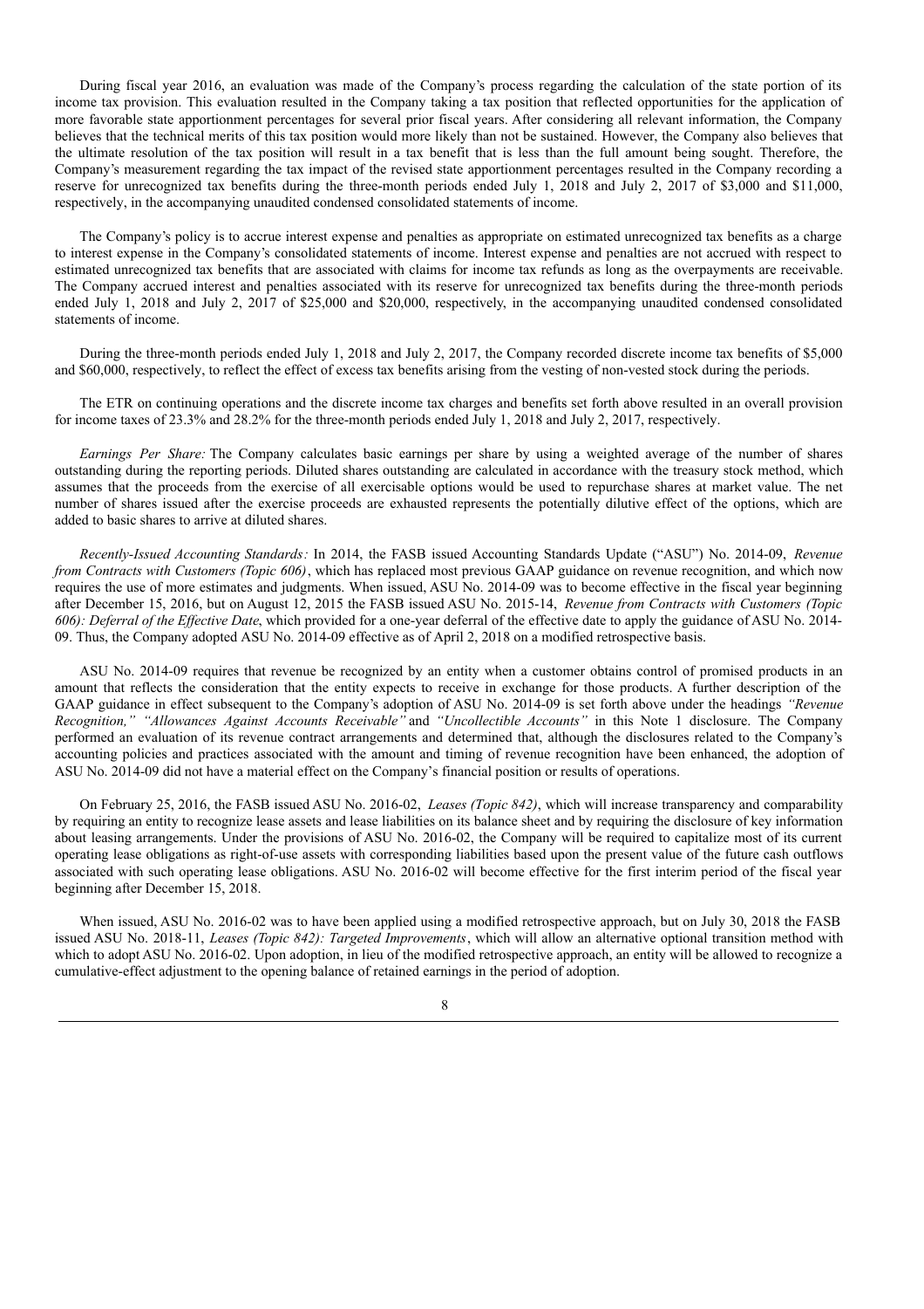During fiscal year 2016, an evaluation was made of the Company's process regarding the calculation of the state portion of its income tax provision. This evaluation resulted in the Company taking a tax position that reflected opportunities for the application of more favorable state apportionment percentages for several prior fiscal years. After considering all relevant information, the Company believes that the technical merits of this tax position would more likely than not be sustained. However, the Company also believes that the ultimate resolution of the tax position will result in a tax benefit that is less than the full amount being sought. Therefore, the Company's measurement regarding the tax impact of the revised state apportionment percentages resulted in the Company recording a reserve for unrecognized tax benefits during the three-month periods ended July 1, 2018 and July 2, 2017 of $3,000 and $11,000, respectively, in the accompanying unaudited condensed consolidated statements of income.

The Company's policy is to accrue interest expense and penalties as appropriate on estimated unrecognized tax benefits as a charge to interest expense in the Company's consolidated statements of income. Interest expense and penalties are not accrued with respect to estimated unrecognized tax benefits that are associated with claims for income tax refunds as long as the overpayments are receivable. The Company accrued interest and penalties associated with its reserve for unrecognized tax benefits during the three-month periods ended July 1, 2018 and July 2, 2017 of $25,000 and $20,000, respectively, in the accompanying unaudited condensed consolidated statements of income.

During the three-month periods ended July 1, 2018 and July 2, 2017, the Company recorded discrete income tax benefits of $5,000 and $60,000, respectively, to reflect the effect of excess tax benefits arising from the vesting of non-vested stock during the periods.

The ETR on continuing operations and the discrete income tax charges and benefits set forth above resulted in an overall provision for income taxes of 23.3% and 28.2% for the three-month periods ended July 1, 2018 and July 2, 2017, respectively.

*Earnings Per Share:* The Company calculates basic earnings per share by using a weighted average of the number of shares outstanding during the reporting periods. Diluted shares outstanding are calculated in accordance with the treasury stock method, which assumes that the proceeds from the exercise of all exercisable options would be used to repurchase shares at market value. The net number of shares issued after the exercise proceeds are exhausted represents the potentially dilutive effect of the options, which are added to basic shares to arrive at diluted shares.

*Recently-Issued Accounting Standards:* In 2014, the FASB issued Accounting Standards Update ("ASU") No. 2014-09, *Revenue from Contracts with Customers (Topic 606)*, which has replaced most previous GAAP guidance on revenue recognition, and which now requires the use of more estimates and judgments. When issued, ASU No. 2014-09 was to become effective in the fiscal year beginning after December 15, 2016, but on August 12, 2015 the FASB issued ASU No. 2015-14, *Revenue from Contracts with Customers (Topic 606): Deferral of the Effective Date*, which provided for a one-year deferral of the effective date to apply the guidance of ASU No. 2014-09. Thus, the Company adopted ASU No. 2014-09 effective as of April 2, 2018 on a modified retrospective basis.

ASU No. 2014-09 requires that revenue be recognized by an entity when a customer obtains control of promised products in an amount that reflects the consideration that the entity expects to receive in exchange for those products. A further description of the GAAP guidance in effect subsequent to the Company's adoption of ASU No. 2014-09 is set forth above under the headings *"Revenue Recognition," "Allowances Against Accounts Receivable"* and *"Uncollectible Accounts"* in this Note 1 disclosure. The Company performed an evaluation of its revenue contract arrangements and determined that, although the disclosures related to the Company's accounting policies and practices associated with the amount and timing of revenue recognition have been enhanced, the adoption of ASU No. 2014-09 did not have a material effect on the Company's financial position or results of operations.

On February 25, 2016, the FASB issued ASU No. 2016-02, *Leases (Topic 842)*, which will increase transparency and comparability by requiring an entity to recognize lease assets and lease liabilities on its balance sheet and by requiring the disclosure of key information about leasing arrangements. Under the provisions of ASU No. 2016-02, the Company will be required to capitalize most of its current operating lease obligations as right-of-use assets with corresponding liabilities based upon the present value of the future cash outflows associated with such operating lease obligations. ASU No. 2016-02 will become effective for the first interim period of the fiscal year beginning after December 15, 2018.

When issued, ASU No. 2016-02 was to have been applied using a modified retrospective approach, but on July 30, 2018 the FASB issued ASU No. 2018-11, *Leases (Topic 842): Targeted Improvements*, which will allow an alternative optional transition method with which to adopt ASU No. 2016-02. Upon adoption, in lieu of the modified retrospective approach, an entity will be allowed to recognize a cumulative-effect adjustment to the opening balance of retained earnings in the period of adoption.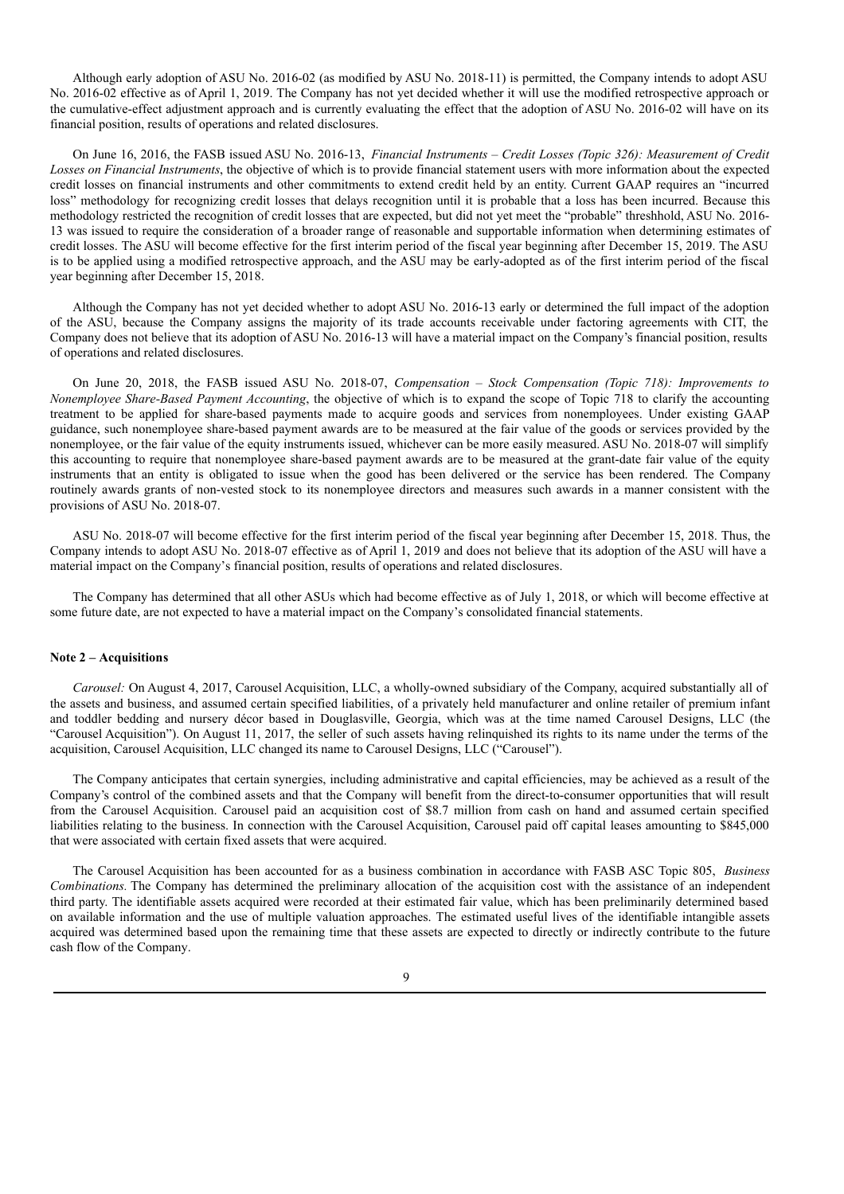Although early adoption of ASU No. 2016-02 (as modified by ASU No. 2018-11) is permitted, the Company intends to adopt ASU No. 2016-02 effective as of April 1, 2019. The Company has not yet decided whether it will use the modified retrospective approach or the cumulative-effect adjustment approach and is currently evaluating the effect that the adoption of ASU No. 2016-02 will have on its financial position, results of operations and related disclosures.

On June 16, 2016, the FASB issued ASU No. 2016-13, *Financial Instruments – Credit Losses (Topic 326): Measurement of Credit Losses on Financial Instruments*, the objective of which is to provide financial statement users with more information about the expected credit losses on financial instruments and other commitments to extend credit held by an entity. Current GAAP requires an "incurred loss" methodology for recognizing credit losses that delays recognition until it is probable that a loss has been incurred. Because this methodology restricted the recognition of credit losses that are expected, but did not yet meet the "probable" threshhold, ASU No. 2016-13 was issued to require the consideration of a broader range of reasonable and supportable information when determining estimates of credit losses. The ASU will become effective for the first interim period of the fiscal year beginning after December 15, 2019. The ASU is to be applied using a modified retrospective approach, and the ASU may be early-adopted as of the first interim period of the fiscal year beginning after December 15, 2018.

Although the Company has not yet decided whether to adopt ASU No. 2016-13 early or determined the full impact of the adoption of the ASU, because the Company assigns the majority of its trade accounts receivable under factoring agreements with CIT, the Company does not believe that its adoption of ASU No. 2016-13 will have a material impact on the Company's financial position, results of operations and related disclosures.

On June 20, 2018, the FASB issued ASU No. 2018-07, *Compensation – Stock Compensation (Topic 718): Improvements to Nonemployee Share-Based Payment Accounting*, the objective of which is to expand the scope of Topic 718 to clarify the accounting treatment to be applied for share-based payments made to acquire goods and services from nonemployees. Under existing GAAP guidance, such nonemployee share-based payment awards are to be measured at the fair value of the goods or services provided by the nonemployee, or the fair value of the equity instruments issued, whichever can be more easily measured. ASU No. 2018-07 will simplify this accounting to require that nonemployee share-based payment awards are to be measured at the grant-date fair value of the equity instruments that an entity is obligated to issue when the good has been delivered or the service has been rendered. The Company routinely awards grants of non-vested stock to its nonemployee directors and measures such awards in a manner consistent with the provisions of ASU No. 2018-07.

ASU No. 2018-07 will become effective for the first interim period of the fiscal year beginning after December 15, 2018. Thus, the Company intends to adopt ASU No. 2018-07 effective as of April 1, 2019 and does not believe that its adoption of the ASU will have a material impact on the Company's financial position, results of operations and related disclosures.

The Company has determined that all other ASUs which had become effective as of July 1, 2018, or which will become effective at some future date, are not expected to have a material impact on the Company's consolidated financial statements.

## Note 2 – Acquisitions

*Carousel:* On August 4, 2017, Carousel Acquisition, LLC, a wholly-owned subsidiary of the Company, acquired substantially all of the assets and business, and assumed certain specified liabilities, of a privately held manufacturer and online retailer of premium infant and toddler bedding and nursery décor based in Douglasville, Georgia, which was at the time named Carousel Designs, LLC (the "Carousel Acquisition"). On August 11, 2017, the seller of such assets having relinquished its rights to its name under the terms of the acquisition, Carousel Acquisition, LLC changed its name to Carousel Designs, LLC ("Carousel").

The Company anticipates that certain synergies, including administrative and capital efficiencies, may be achieved as a result of the Company's control of the combined assets and that the Company will benefit from the direct-to-consumer opportunities that will result from the Carousel Acquisition. Carousel paid an acquisition cost of $8.7 million from cash on hand and assumed certain specified liabilities relating to the business. In connection with the Carousel Acquisition, Carousel paid off capital leases amounting to $845,000 that were associated with certain fixed assets that were acquired.

The Carousel Acquisition has been accounted for as a business combination in accordance with FASB ASC Topic 805, *Business Combinations*. The Company has determined the preliminary allocation of the acquisition cost with the assistance of an independent third party. The identifiable assets acquired were recorded at their estimated fair value, which has been preliminarily determined based on available information and the use of multiple valuation approaches. The estimated useful lives of the identifiable intangible assets acquired was determined based upon the remaining time that these assets are expected to directly or indirectly contribute to the future cash flow of the Company.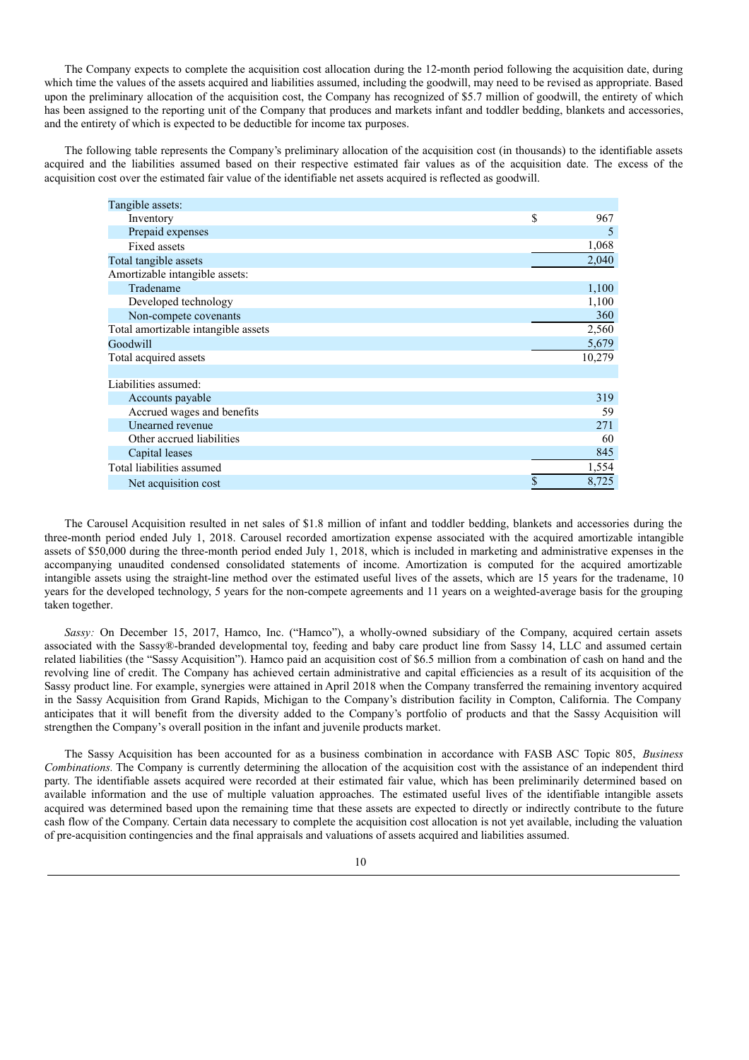The Company expects to complete the acquisition cost allocation during the 12-month period following the acquisition date, during which time the values of the assets acquired and liabilities assumed, including the goodwill, may need to be revised as appropriate. Based upon the preliminary allocation of the acquisition cost, the Company has recognized of $5.7 million of goodwill, the entirety of which has been assigned to the reporting unit of the Company that produces and markets infant and toddler bedding, blankets and accessories, and the entirety of which is expected to be deductible for income tax purposes.

The following table represents the Company's preliminary allocation of the acquisition cost (in thousands) to the identifiable assets acquired and the liabilities assumed based on their respective estimated fair values as of the acquisition date. The excess of the acquisition cost over the estimated fair value of the identifiable net assets acquired is reflected as goodwill.

| | |
|---|---|
| Tangible assets: | |
| Inventory | $ 967 |
| Prepaid expenses | 5 |
| Fixed assets | 1,068 |
| Total tangible assets | 2,040 |
| Amortizable intangible assets: | |
| Tradename | 1,100 |
| Developed technology | 1,100 |
| Non-compete covenants | 360 |
| Total amortizable intangible assets | 2,560 |
| Goodwill | 5,679 |
| Total acquired assets | 10,279 |
| | |
| Liabilities assumed: | |
| Accounts payable | 319 |
| Accrued wages and benefits | 59 |
| Unearned revenue | 271 |
| Other accrued liabilities | 60 |
| Capital leases | 845 |
| Total liabilities assumed | 1,554 |
| Net acquisition cost | $ 8,725 |

The Carousel Acquisition resulted in net sales of $1.8 million of infant and toddler bedding, blankets and accessories during the three-month period ended July 1, 2018. Carousel recorded amortization expense associated with the acquired amortizable intangible assets of $50,000 during the three-month period ended July 1, 2018, which is included in marketing and administrative expenses in the accompanying unaudited condensed consolidated statements of income. Amortization is computed for the acquired amortizable intangible assets using the straight-line method over the estimated useful lives of the assets, which are 15 years for the tradename, 10 years for the developed technology, 5 years for the non-compete agreements and 11 years on a weighted-average basis for the grouping taken together.

*Sassy:* On December 15, 2017, Hamco, Inc. ("Hamco"), a wholly-owned subsidiary of the Company, acquired certain assets associated with the Sassy®-branded developmental toy, feeding and baby care product line from Sassy 14, LLC and assumed certain related liabilities (the "Sassy Acquisition"). Hamco paid an acquisition cost of $6.5 million from a combination of cash on hand and the revolving line of credit. The Company has achieved certain administrative and capital efficiencies as a result of its acquisition of the Sassy product line. For example, synergies were attained in April 2018 when the Company transferred the remaining inventory acquired in the Sassy Acquisition from Grand Rapids, Michigan to the Company's distribution facility in Compton, California. The Company anticipates that it will benefit from the diversity added to the Company's portfolio of products and that the Sassy Acquisition will strengthen the Company's overall position in the infant and juvenile products market.

The Sassy Acquisition has been accounted for as a business combination in accordance with FASB ASC Topic 805, *Business Combinations.* The Company is currently determining the allocation of the acquisition cost with the assistance of an independent third party. The identifiable assets acquired were recorded at their estimated fair value, which has been preliminarily determined based on available information and the use of multiple valuation approaches. The estimated useful lives of the identifiable intangible assets acquired was determined based upon the remaining time that these assets are expected to directly or indirectly contribute to the future cash flow of the Company. Certain data necessary to complete the acquisition cost allocation is not yet available, including the valuation of pre-acquisition contingencies and the final appraisals and valuations of assets acquired and liabilities assumed.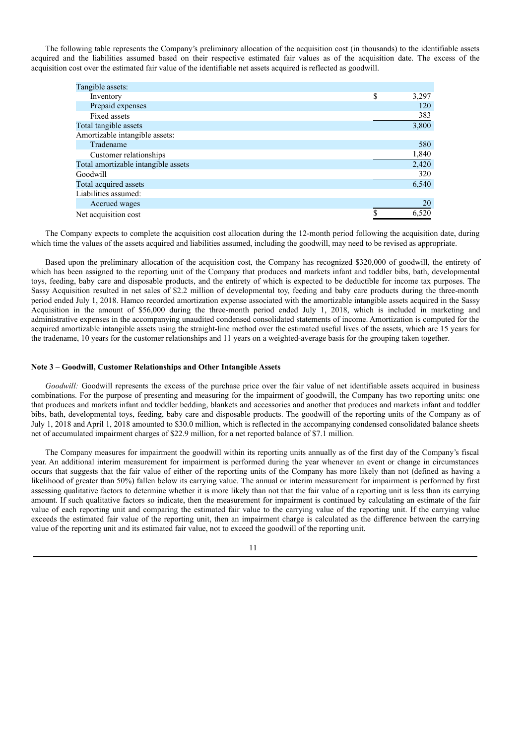The following table represents the Company's preliminary allocation of the acquisition cost (in thousands) to the identifiable assets acquired and the liabilities assumed based on their respective estimated fair values as of the acquisition date. The excess of the acquisition cost over the estimated fair value of the identifiable net assets acquired is reflected as goodwill.

| | | |
|---|---|---|
| Tangible assets: | | |
| Inventory | $ | 3,297 |
| Prepaid expenses | | 120 |
| Fixed assets | | 383 |
| Total tangible assets | | 3,800 |
| Amortizable intangible assets: | | |
| Tradename | | 580 |
| Customer relationships | | 1,840 |
| Total amortizable intangible assets | | 2,420 |
| Goodwill | | 320 |
| Total acquired assets | | 6,540 |
| Liabilities assumed: | | |
| Accrued wages | | 20 |
| Net acquisition cost | $ | 6,520 |

The Company expects to complete the acquisition cost allocation during the 12-month period following the acquisition date, during which time the values of the assets acquired and liabilities assumed, including the goodwill, may need to be revised as appropriate.

Based upon the preliminary allocation of the acquisition cost, the Company has recognized $320,000 of goodwill, the entirety of which has been assigned to the reporting unit of the Company that produces and markets infant and toddler bibs, bath, developmental toys, feeding, baby care and disposable products, and the entirety of which is expected to be deductible for income tax purposes. The Sassy Acquisition resulted in net sales of $2.2 million of developmental toy, feeding and baby care products during the three-month period ended July 1, 2018. Hamco recorded amortization expense associated with the amortizable intangible assets acquired in the Sassy Acquisition in the amount of $56,000 during the three-month period ended July 1, 2018, which is included in marketing and administrative expenses in the accompanying unaudited condensed consolidated statements of income. Amortization is computed for the acquired amortizable intangible assets using the straight-line method over the estimated useful lives of the assets, which are 15 years for the tradename, 10 years for the customer relationships and 11 years on a weighted-average basis for the grouping taken together.

**Note 3 – Goodwill, Customer Relationships and Other Intangible Assets**

*Goodwill:* Goodwill represents the excess of the purchase price over the fair value of net identifiable assets acquired in business combinations. For the purpose of presenting and measuring for the impairment of goodwill, the Company has two reporting units: one that produces and markets infant and toddler bedding, blankets and accessories and another that produces and markets infant and toddler bibs, bath, developmental toys, feeding, baby care and disposable products. The goodwill of the reporting units of the Company as of July 1, 2018 and April 1, 2018 amounted to $30.0 million, which is reflected in the accompanying condensed consolidated balance sheets net of accumulated impairment charges of $22.9 million, for a net reported balance of $7.1 million.

The Company measures for impairment the goodwill within its reporting units annually as of the first day of the Company's fiscal year. An additional interim measurement for impairment is performed during the year whenever an event or change in circumstances occurs that suggests that the fair value of either of the reporting units of the Company has more likely than not (defined as having a likelihood of greater than 50%) fallen below its carrying value. The annual or interim measurement for impairment is performed by first assessing qualitative factors to determine whether it is more likely than not that the fair value of a reporting unit is less than its carrying amount. If such qualitative factors so indicate, then the measurement for impairment is continued by calculating an estimate of the fair value of each reporting unit and comparing the estimated fair value to the carrying value of the reporting unit. If the carrying value exceeds the estimated fair value of the reporting unit, then an impairment charge is calculated as the difference between the carrying value of the reporting unit and its estimated fair value, not to exceed the goodwill of the reporting unit.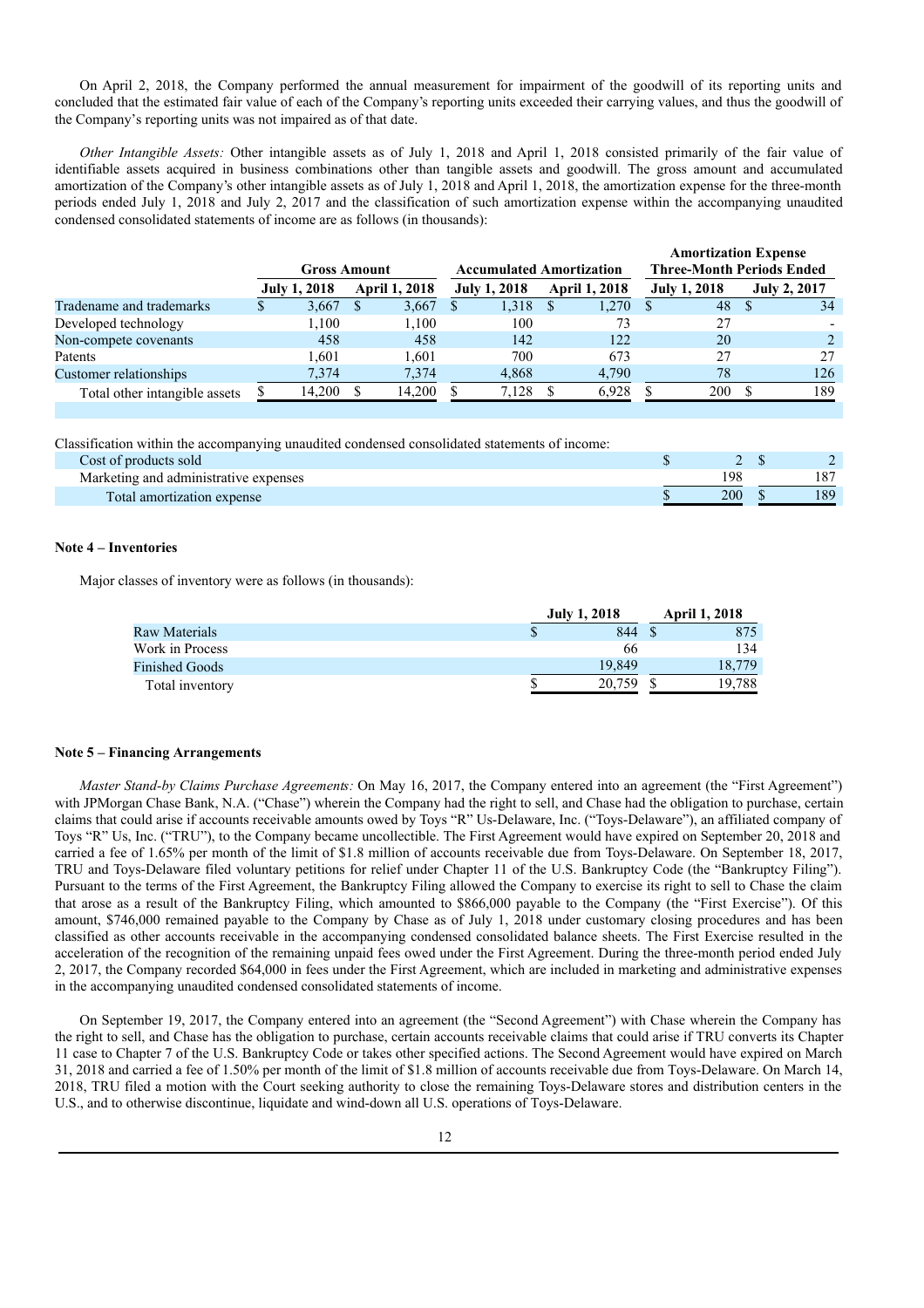On April 2, 2018, the Company performed the annual measurement for impairment of the goodwill of its reporting units and concluded that the estimated fair value of each of the Company's reporting units exceeded their carrying values, and thus the goodwill of the Company's reporting units was not impaired as of that date.

*Other Intangible Assets:* Other intangible assets as of July 1, 2018 and April 1, 2018 consisted primarily of the fair value of identifiable assets acquired in business combinations other than tangible assets and goodwill. The gross amount and accumulated amortization of the Company's other intangible assets as of July 1, 2018 and April 1, 2018, the amortization expense for the three-month periods ended July 1, 2018 and July 2, 2017 and the classification of such amortization expense within the accompanying unaudited condensed consolidated statements of income are as follows (in thousands):

| | Gross Amount | | Accumulated Amortization | | Amortization Expense Three-Month Periods Ended | |
|---|---|---|---|---|---|---|
| | July 1, 2018 | April 1, 2018 | July 1, 2018 | April 1, 2018 | July 1, 2018 | July 2, 2017 |
| Tradename and trademarks | $ 3,667 | $ 3,667 | $ 1,318 | $ 1,270 | $ 48 | $ 34 |
| Developed technology | 1,100 | 1,100 | 100 | 73 | 27 | - |
| Non-compete covenants | 458 | 458 | 142 | 122 | 20 | 2 |
| Patents | 1,601 | 1,601 | 700 | 673 | 27 | 27 |
| Customer relationships | 7,374 | 7,374 | 4,868 | 4,790 | 78 | 126 |
| Total other intangible assets | $ 14,200 | $ 14,200 | $ 7,128 | $ 6,928 | $ 200 | $ 189 |

Classification within the accompanying unaudited condensed consolidated statements of income:

| | July 1, 2018 | July 2, 2017 |
|---|---|---|
| Cost of products sold | $ 2 | $ 2 |
| Marketing and administrative expenses | 198 | 187 |
| Total amortization expense | $ 200 | $ 189 |

### Note 4 – Inventories

Major classes of inventory were as follows (in thousands):

| | July 1, 2018 | April 1, 2018 |
|---|---|---|
| Raw Materials | $ 844 | $ 875 |
| Work in Process | 66 | 134 |
| Finished Goods | 19,849 | 18,779 |
| Total inventory | $ 20,759 | $ 19,788 |

### Note 5 – Financing Arrangements

*Master Stand-by Claims Purchase Agreements:* On May 16, 2017, the Company entered into an agreement (the "First Agreement") with JPMorgan Chase Bank, N.A. ("Chase") wherein the Company had the right to sell, and Chase had the obligation to purchase, certain claims that could arise if accounts receivable amounts owed by Toys "R" Us-Delaware, Inc. ("Toys-Delaware"), an affiliated company of Toys "R" Us, Inc. ("TRU"), to the Company became uncollectible. The First Agreement would have expired on September 20, 2018 and carried a fee of 1.65% per month of the limit of $1.8 million of accounts receivable due from Toys-Delaware. On September 18, 2017, TRU and Toys-Delaware filed voluntary petitions for relief under Chapter 11 of the U.S. Bankruptcy Code (the "Bankruptcy Filing"). Pursuant to the terms of the First Agreement, the Bankruptcy Filing allowed the Company to exercise its right to sell to Chase the claim that arose as a result of the Bankruptcy Filing, which amounted to $866,000 payable to the Company (the "First Exercise"). Of this amount, $746,000 remained payable to the Company by Chase as of July 1, 2018 under customary closing procedures and has been classified as other accounts receivable in the accompanying condensed consolidated balance sheets. The First Exercise resulted in the acceleration of the recognition of the remaining unpaid fees owed under the First Agreement. During the three-month period ended July 2, 2017, the Company recorded $64,000 in fees under the First Agreement, which are included in marketing and administrative expenses in the accompanying unaudited condensed consolidated statements of income.

On September 19, 2017, the Company entered into an agreement (the "Second Agreement") with Chase wherein the Company has the right to sell, and Chase has the obligation to purchase, certain accounts receivable claims that could arise if TRU converts its Chapter 11 case to Chapter 7 of the U.S. Bankruptcy Code or takes other specified actions. The Second Agreement would have expired on March 31, 2018 and carried a fee of 1.50% per month of the limit of $1.8 million of accounts receivable due from Toys-Delaware. On March 14, 2018, TRU filed a motion with the Court seeking authority to close the remaining Toys-Delaware stores and distribution centers in the U.S., and to otherwise discontinue, liquidate and wind-down all U.S. operations of Toys-Delaware.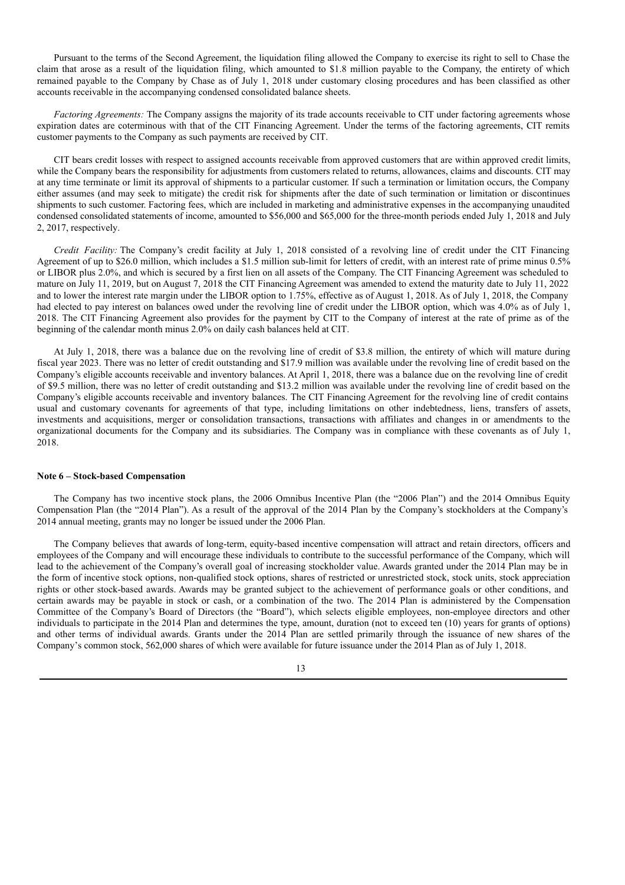Pursuant to the terms of the Second Agreement, the liquidation filing allowed the Company to exercise its right to sell to Chase the claim that arose as a result of the liquidation filing, which amounted to $1.8 million payable to the Company, the entirety of which remained payable to the Company by Chase as of July 1, 2018 under customary closing procedures and has been classified as other accounts receivable in the accompanying condensed consolidated balance sheets.

*Factoring Agreements:* The Company assigns the majority of its trade accounts receivable to CIT under factoring agreements whose expiration dates are coterminous with that of the CIT Financing Agreement. Under the terms of the factoring agreements, CIT remits customer payments to the Company as such payments are received by CIT.

CIT bears credit losses with respect to assigned accounts receivable from approved customers that are within approved credit limits, while the Company bears the responsibility for adjustments from customers related to returns, allowances, claims and discounts. CIT may at any time terminate or limit its approval of shipments to a particular customer. If such a termination or limitation occurs, the Company either assumes (and may seek to mitigate) the credit risk for shipments after the date of such termination or limitation or discontinues shipments to such customer. Factoring fees, which are included in marketing and administrative expenses in the accompanying unaudited condensed consolidated statements of income, amounted to $56,000 and $65,000 for the three-month periods ended July 1, 2018 and July 2, 2017, respectively.

*Credit Facility:* The Company's credit facility at July 1, 2018 consisted of a revolving line of credit under the CIT Financing Agreement of up to $26.0 million, which includes a $1.5 million sub-limit for letters of credit, with an interest rate of prime minus 0.5% or LIBOR plus 2.0%, and which is secured by a first lien on all assets of the Company. The CIT Financing Agreement was scheduled to mature on July 11, 2019, but on August 7, 2018 the CIT Financing Agreement was amended to extend the maturity date to July 11, 2022 and to lower the interest rate margin under the LIBOR option to 1.75%, effective as of August 1, 2018. As of July 1, 2018, the Company had elected to pay interest on balances owed under the revolving line of credit under the LIBOR option, which was 4.0% as of July 1, 2018. The CIT Financing Agreement also provides for the payment by CIT to the Company of interest at the rate of prime as of the beginning of the calendar month minus 2.0% on daily cash balances held at CIT.

At July 1, 2018, there was a balance due on the revolving line of credit of $3.8 million, the entirety of which will mature during fiscal year 2023. There was no letter of credit outstanding and $17.9 million was available under the revolving line of credit based on the Company's eligible accounts receivable and inventory balances. At April 1, 2018, there was a balance due on the revolving line of credit of $9.5 million, there was no letter of credit outstanding and $13.2 million was available under the revolving line of credit based on the Company's eligible accounts receivable and inventory balances. The CIT Financing Agreement for the revolving line of credit contains usual and customary covenants for agreements of that type, including limitations on other indebtedness, liens, transfers of assets, investments and acquisitions, merger or consolidation transactions, transactions with affiliates and changes in or amendments to the organizational documents for the Company and its subsidiaries. The Company was in compliance with these covenants as of July 1, 2018.

**Note 6 – Stock-based Compensation**

The Company has two incentive stock plans, the 2006 Omnibus Incentive Plan (the "2006 Plan") and the 2014 Omnibus Equity Compensation Plan (the "2014 Plan"). As a result of the approval of the 2014 Plan by the Company's stockholders at the Company's 2014 annual meeting, grants may no longer be issued under the 2006 Plan.

The Company believes that awards of long-term, equity-based incentive compensation will attract and retain directors, officers and employees of the Company and will encourage these individuals to contribute to the successful performance of the Company, which will lead to the achievement of the Company's overall goal of increasing stockholder value. Awards granted under the 2014 Plan may be in the form of incentive stock options, non-qualified stock options, shares of restricted or unrestricted stock, stock units, stock appreciation rights or other stock-based awards. Awards may be granted subject to the achievement of performance goals or other conditions, and certain awards may be payable in stock or cash, or a combination of the two. The 2014 Plan is administered by the Compensation Committee of the Company's Board of Directors (the "Board"), which selects eligible employees, non-employee directors and other individuals to participate in the 2014 Plan and determines the type, amount, duration (not to exceed ten (10) years for grants of options) and other terms of individual awards. Grants under the 2014 Plan are settled primarily through the issuance of new shares of the Company's common stock, 562,000 shares of which were available for future issuance under the 2014 Plan as of July 1, 2018.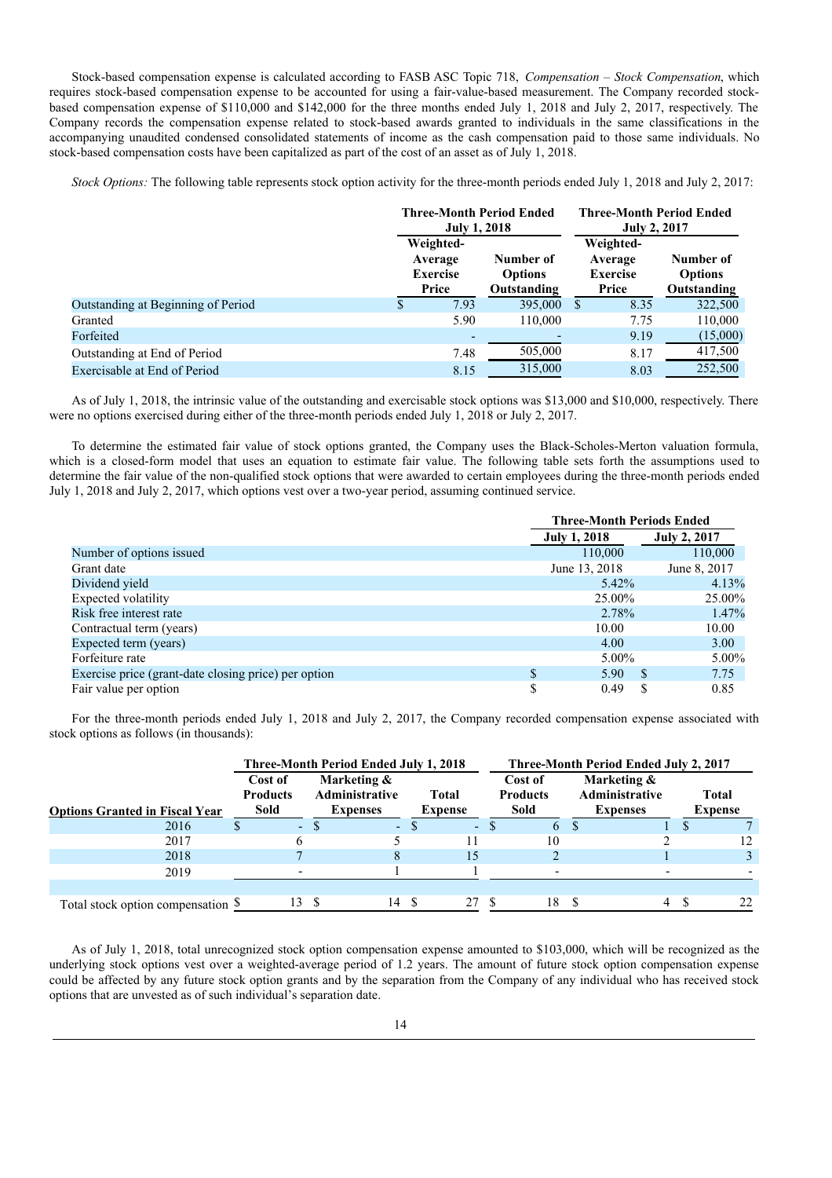Stock-based compensation expense is calculated according to FASB ASC Topic 718, *Compensation – Stock Compensation*, which requires stock-based compensation expense to be accounted for using a fair-value-based measurement. The Company recorded stock-based compensation expense of $110,000 and $142,000 for the three months ended July 1, 2018 and July 2, 2017, respectively. The Company records the compensation expense related to stock-based awards granted to individuals in the same classifications in the accompanying unaudited condensed consolidated statements of income as the cash compensation paid to those same individuals. No stock-based compensation costs have been capitalized as part of the cost of an asset as of July 1, 2018.

*Stock Options:* The following table represents stock option activity for the three-month periods ended July 1, 2018 and July 2, 2017:

| | Three-Month Period Ended July 1, 2018 | | Three-Month Period Ended July 2, 2017 | |
|---|---|---|---|---|
| | Weighted-Average Exercise Price | Number of Options Outstanding | Weighted-Average Exercise Price | Number of Options Outstanding |
| Outstanding at Beginning of Period | $ 7.93 | 395,000 | $ 8.35 | 322,500 |
| Granted | 5.90 | 110,000 | 7.75 | 110,000 |
| Forfeited | - | - | 9.19 | (15,000) |
| Outstanding at End of Period | 7.48 | 505,000 | 8.17 | 417,500 |
| Exercisable at End of Period | 8.15 | 315,000 | 8.03 | 252,500 |

As of July 1, 2018, the intrinsic value of the outstanding and exercisable stock options was $13,000 and $10,000, respectively. There were no options exercised during either of the three-month periods ended July 1, 2018 or July 2, 2017.

To determine the estimated fair value of stock options granted, the Company uses the Black-Scholes-Merton valuation formula, which is a closed-form model that uses an equation to estimate fair value. The following table sets forth the assumptions used to determine the fair value of the non-qualified stock options that were awarded to certain employees during the three-month periods ended July 1, 2018 and July 2, 2017, which options vest over a two-year period, assuming continued service.

| | Three-Month Periods Ended | |
|---|---|---|
| | July 1, 2018 | July 2, 2017 |
| Number of options issued | 110,000 | 110,000 |
| Grant date | June 13, 2018 | June 8, 2017 |
| Dividend yield | 5.42% | 4.13% |
| Expected volatility | 25.00% | 25.00% |
| Risk free interest rate | 2.78% | 1.47% |
| Contractual term (years) | 10.00 | 10.00 |
| Expected term (years) | 4.00 | 3.00 |
| Forfeiture rate | 5.00% | 5.00% |
| Exercise price (grant-date closing price) per option | $ 5.90 | $ 7.75 |
| Fair value per option | $ 0.49 | $ 0.85 |

For the three-month periods ended July 1, 2018 and July 2, 2017, the Company recorded compensation expense associated with stock options as follows (in thousands):

| | Three-Month Period Ended July 1, 2018 | | | Three-Month Period Ended July 2, 2017 | | |
|---|---|---|---|---|---|---|
| Options Granted in Fiscal Year | Cost of Products Sold | Marketing & Administrative Expenses | Total Expense | Cost of Products Sold | Marketing & Administrative Expenses | Total Expense |
| 2016 | $ - | $ - | $ - | $ 6 | $ 1 | $ 7 |
| 2017 | 6 | 5 | 11 | 10 | 2 | 12 |
| 2018 | 7 | 8 | 15 | 2 | 1 | 3 |
| 2019 | - | 1 | 1 | - | - | - |
| Total stock option compensation | $ 13 | $ 14 | $ 27 | $ 18 | $ 4 | $ 22 |

As of July 1, 2018, total unrecognized stock option compensation expense amounted to $103,000, which will be recognized as the underlying stock options vest over a weighted-average period of 1.2 years. The amount of future stock option compensation expense could be affected by any future stock option grants and by the separation from the Company of any individual who has received stock options that are unvested as of such individual's separation date.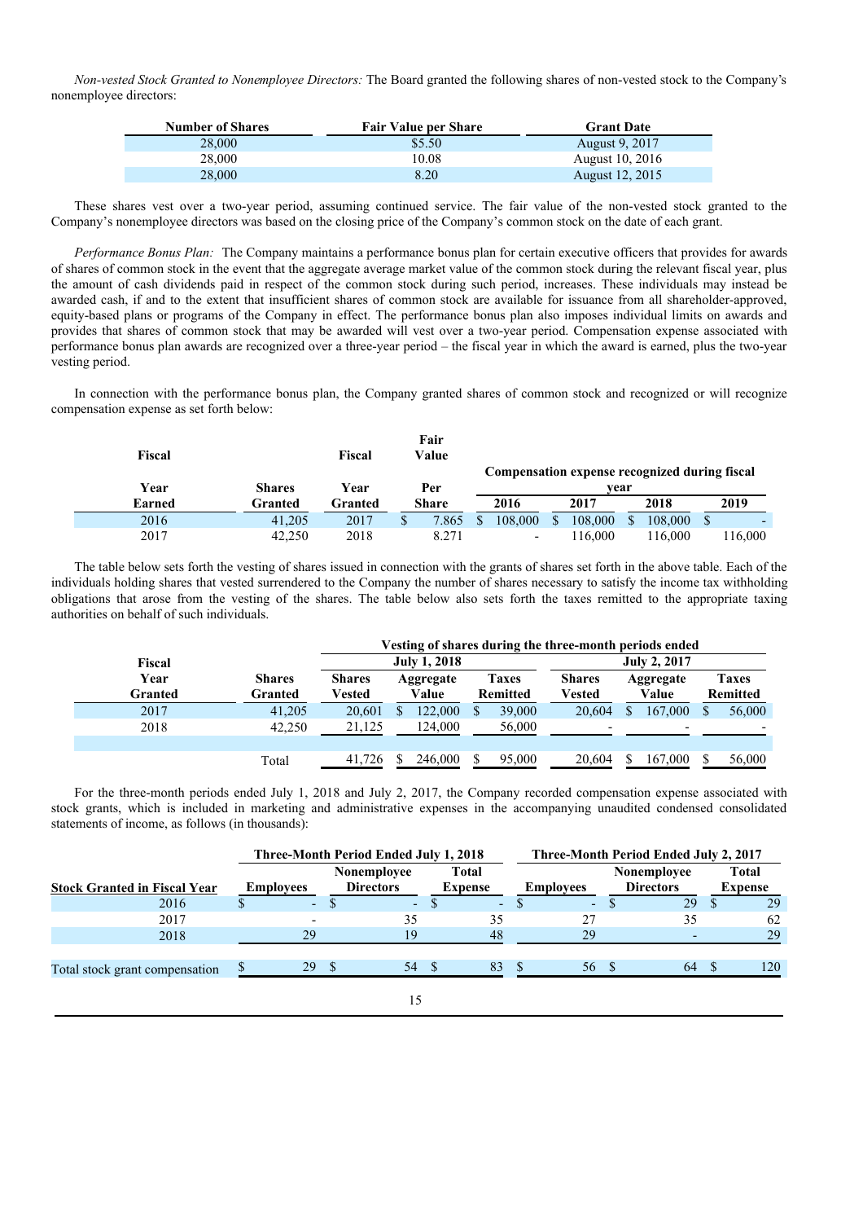*Non-vested Stock Granted to Nonemployee Directors:* The Board granted the following shares of non-vested stock to the Company's nonemployee directors:

| Number of Shares | Fair Value per Share | Grant Date |
|---|---|---|
| 28,000 | $5.50 | August 9, 2017 |
| 28,000 | 10.08 | August 10, 2016 |
| 28,000 | 8.20 | August 12, 2015 |

These shares vest over a two-year period, assuming continued service. The fair value of the non-vested stock granted to the Company's nonemployee directors was based on the closing price of the Company's common stock on the date of each grant.

*Performance Bonus Plan:* The Company maintains a performance bonus plan for certain executive officers that provides for awards of shares of common stock in the event that the aggregate average market value of the common stock during the relevant fiscal year, plus the amount of cash dividends paid in respect of the common stock during such period, increases. These individuals may instead be awarded cash, if and to the extent that insufficient shares of common stock are available for issuance from all shareholder-approved, equity-based plans or programs of the Company in effect. The performance bonus plan also imposes individual limits on awards and provides that shares of common stock that may be awarded will vest over a two-year period. Compensation expense associated with performance bonus plan awards are recognized over a three-year period – the fiscal year in which the award is earned, plus the two-year vesting period.

In connection with the performance bonus plan, the Company granted shares of common stock and recognized or will recognize compensation expense as set forth below:

| Fiscal Year Earned | Shares Granted | Fiscal Year Granted | Fair Value Per Share | Compensation expense recognized during fiscal year | | | |
|---|---|---|---|---|---|---|---|
| | | | | 2016 | 2017 | 2018 | 2019 |
| 2016 | 41,205 | 2017 | $ 7.865 | $ 108,000 | $ 108,000 | $ 108,000 | $ - |
| 2017 | 42,250 | 2018 | 8.271 | - | 116,000 | 116,000 | 116,000 |

The table below sets forth the vesting of shares issued in connection with the grants of shares set forth in the above table. Each of the individuals holding shares that vested surrendered to the Company the number of shares necessary to satisfy the income tax withholding obligations that arose from the vesting of the shares. The table below also sets forth the taxes remitted to the appropriate taxing authorities on behalf of such individuals.

| | | Vesting of shares during the three-month periods ended | | | | | |
|---|---|---|---|---|---|---|---|
| | | July 1, 2018 | | | July 2, 2017 | | |
| Fiscal Year Granted | Shares Granted | Shares Vested | Aggregate Value | Taxes Remitted | Shares Vested | Aggregate Value | Taxes Remitted |
| 2017 | 41,205 | 20,601 | $ 122,000 | $ 39,000 | 20,604 | $ 167,000 | $ 56,000 |
| 2018 | 42,250 | 21,125 | 124,000 | 56,000 | - | - | - |
| | Total | 41,726 | $ 246,000 | $ 95,000 | 20,604 | $ 167,000 | $ 56,000 |

For the three-month periods ended July 1, 2018 and July 2, 2017, the Company recorded compensation expense associated with stock grants, which is included in marketing and administrative expenses in the accompanying unaudited condensed consolidated statements of income, as follows (in thousands):

| | Three-Month Period Ended July 1, 2018 | | | Three-Month Period Ended July 2, 2017 | | |
|---|---|---|---|---|---|---|
| Stock Granted in Fiscal Year | Employees | Nonemployee Directors | Total Expense | Employees | Nonemployee Directors | Total Expense |
| 2016 | $ - | $ - | $ - | $ - | $ 29 | $ 29 |
| 2017 | - | 35 | 35 | 27 | 35 | 62 |
| 2018 | 29 | 19 | 48 | 29 | - | 29 |
| Total stock grant compensation | $ 29 | $ 54 | $ 83 | $ 56 | $ 64 | $ 120 |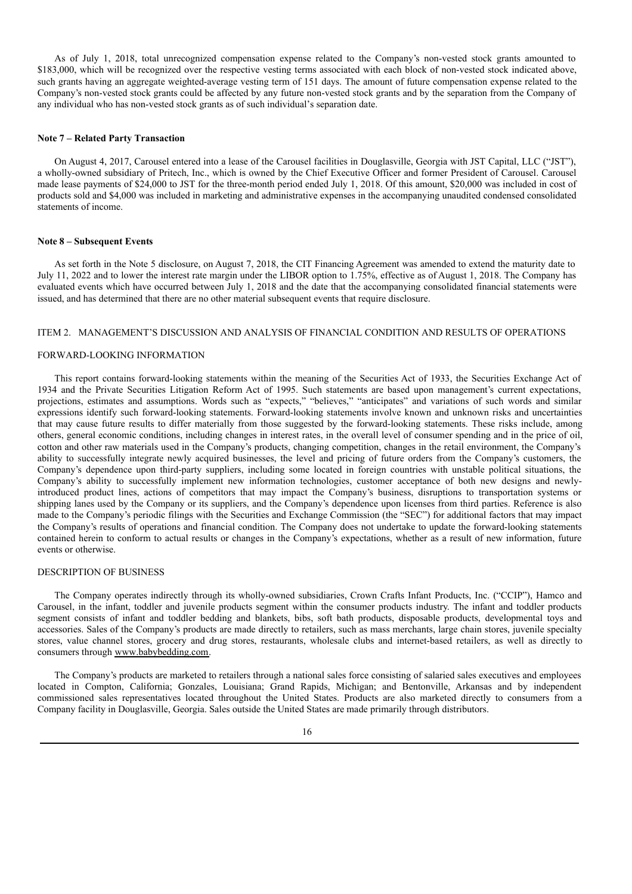As of July 1, 2018, total unrecognized compensation expense related to the Company's non-vested stock grants amounted to $183,000, which will be recognized over the respective vesting terms associated with each block of non-vested stock indicated above, such grants having an aggregate weighted-average vesting term of 151 days. The amount of future compensation expense related to the Company's non-vested stock grants could be affected by any future non-vested stock grants and by the separation from the Company of any individual who has non-vested stock grants as of such individual's separation date.

### Note 7 – Related Party Transaction

On August 4, 2017, Carousel entered into a lease of the Carousel facilities in Douglasville, Georgia with JST Capital, LLC ("JST"), a wholly-owned subsidiary of Pritech, Inc., which is owned by the Chief Executive Officer and former President of Carousel. Carousel made lease payments of $24,000 to JST for the three-month period ended July 1, 2018. Of this amount, $20,000 was included in cost of products sold and $4,000 was included in marketing and administrative expenses in the accompanying unaudited condensed consolidated statements of income.

### Note 8 – Subsequent Events

As set forth in the Note 5 disclosure, on August 7, 2018, the CIT Financing Agreement was amended to extend the maturity date to July 11, 2022 and to lower the interest rate margin under the LIBOR option to 1.75%, effective as of August 1, 2018. The Company has evaluated events which have occurred between July 1, 2018 and the date that the accompanying consolidated financial statements were issued, and has determined that there are no other material subsequent events that require disclosure.

## ITEM 2. MANAGEMENT'S DISCUSSION AND ANALYSIS OF FINANCIAL CONDITION AND RESULTS OF OPERATIONS

### FORWARD-LOOKING INFORMATION

This report contains forward-looking statements within the meaning of the Securities Act of 1933, the Securities Exchange Act of 1934 and the Private Securities Litigation Reform Act of 1995. Such statements are based upon management's current expectations, projections, estimates and assumptions. Words such as "expects," "believes," "anticipates" and variations of such words and similar expressions identify such forward-looking statements. Forward-looking statements involve known and unknown risks and uncertainties that may cause future results to differ materially from those suggested by the forward-looking statements. These risks include, among others, general economic conditions, including changes in interest rates, in the overall level of consumer spending and in the price of oil, cotton and other raw materials used in the Company's products, changing competition, changes in the retail environment, the Company's ability to successfully integrate newly acquired businesses, the level and pricing of future orders from the Company's customers, the Company's dependence upon third-party suppliers, including some located in foreign countries with unstable political situations, the Company's ability to successfully implement new information technologies, customer acceptance of both new designs and newly-introduced product lines, actions of competitors that may impact the Company's business, disruptions to transportation systems or shipping lanes used by the Company or its suppliers, and the Company's dependence upon licenses from third parties. Reference is also made to the Company's periodic filings with the Securities and Exchange Commission (the "SEC") for additional factors that may impact the Company's results of operations and financial condition. The Company does not undertake to update the forward-looking statements contained herein to conform to actual results or changes in the Company's expectations, whether as a result of new information, future events or otherwise.

### DESCRIPTION OF BUSINESS

The Company operates indirectly through its wholly-owned subsidiaries, Crown Crafts Infant Products, Inc. ("CCIP"), Hamco and Carousel, in the infant, toddler and juvenile products segment within the consumer products industry. The infant and toddler products segment consists of infant and toddler bedding and blankets, bibs, soft bath products, disposable products, developmental toys and accessories. Sales of the Company's products are made directly to retailers, such as mass merchants, large chain stores, juvenile specialty stores, value channel stores, grocery and drug stores, restaurants, wholesale clubs and internet-based retailers, as well as directly to consumers through www.babybedding.com.

The Company's products are marketed to retailers through a national sales force consisting of salaried sales executives and employees located in Compton, California; Gonzales, Louisiana; Grand Rapids, Michigan; and Bentonville, Arkansas and by independent commissioned sales representatives located throughout the United States. Products are also marketed directly to consumers from a Company facility in Douglasville, Georgia. Sales outside the United States are made primarily through distributors.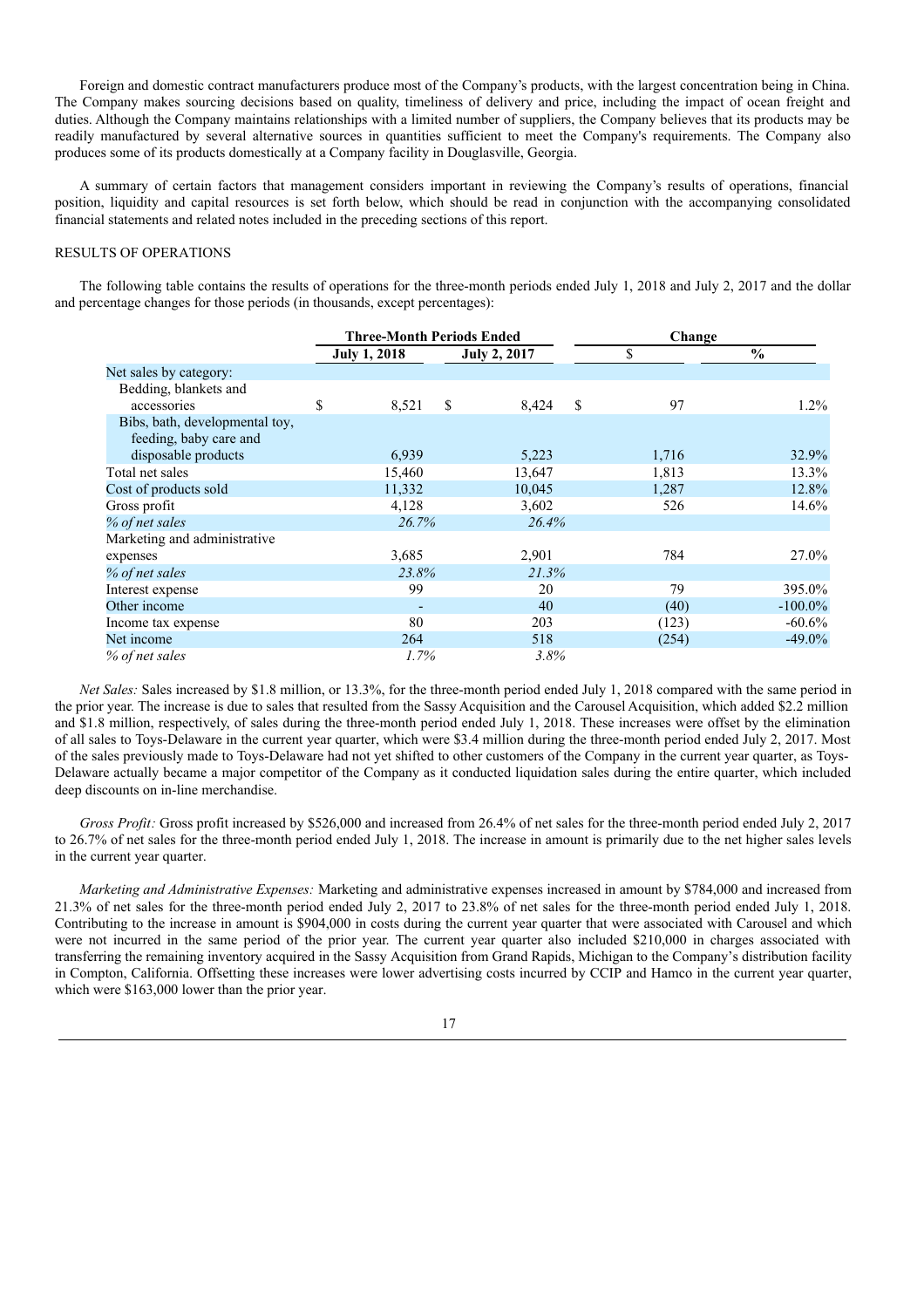Foreign and domestic contract manufacturers produce most of the Company's products, with the largest concentration being in China. The Company makes sourcing decisions based on quality, timeliness of delivery and price, including the impact of ocean freight and duties. Although the Company maintains relationships with a limited number of suppliers, the Company believes that its products may be readily manufactured by several alternative sources in quantities sufficient to meet the Company's requirements. The Company also produces some of its products domestically at a Company facility in Douglasville, Georgia.

A summary of certain factors that management considers important in reviewing the Company's results of operations, financial position, liquidity and capital resources is set forth below, which should be read in conjunction with the accompanying consolidated financial statements and related notes included in the preceding sections of this report.

RESULTS OF OPERATIONS

The following table contains the results of operations for the three-month periods ended July 1, 2018 and July 2, 2017 and the dollar and percentage changes for those periods (in thousands, except percentages):

| | Three-Month Periods Ended | | Change | |
|---|---|---|---|---|
| | July 1, 2018 | July 2, 2017 | $ | % |
| Net sales by category: | | | | |
| Bedding, blankets and accessories | $ 8,521 | $ 8,424 | $ 97 | 1.2% |
| Bibs, bath, developmental toy, feeding, baby care and disposable products | 6,939 | 5,223 | 1,716 | 32.9% |
| Total net sales | 15,460 | 13,647 | 1,813 | 13.3% |
| Cost of products sold | 11,332 | 10,045 | 1,287 | 12.8% |
| Gross profit | 4,128 | 3,602 | 526 | 14.6% |
| *% of net sales* | *26.7%* | *26.4%* | | |
| Marketing and administrative expenses | 3,685 | 2,901 | 784 | 27.0% |
| *% of net sales* | *23.8%* | *21.3%* | | |
| Interest expense | 99 | 20 | 79 | 395.0% |
| Other income | - | 40 | (40) | -100.0% |
| Income tax expense | 80 | 203 | (123) | -60.6% |
| Net income | 264 | 518 | (254) | -49.0% |
| *% of net sales* | *1.7%* | *3.8%* | | |

*Net Sales:* Sales increased by $1.8 million, or 13.3%, for the three-month period ended July 1, 2018 compared with the same period in the prior year. The increase is due to sales that resulted from the Sassy Acquisition and the Carousel Acquisition, which added $2.2 million and $1.8 million, respectively, of sales during the three-month period ended July 1, 2018. These increases were offset by the elimination of all sales to Toys-Delaware in the current year quarter, which were $3.4 million during the three-month period ended July 2, 2017. Most of the sales previously made to Toys-Delaware had not yet shifted to other customers of the Company in the current year quarter, as Toys-Delaware actually became a major competitor of the Company as it conducted liquidation sales during the entire quarter, which included deep discounts on in-line merchandise.

*Gross Profit:* Gross profit increased by $526,000 and increased from 26.4% of net sales for the three-month period ended July 2, 2017 to 26.7% of net sales for the three-month period ended July 1, 2018. The increase in amount is primarily due to the net higher sales levels in the current year quarter.

*Marketing and Administrative Expenses:* Marketing and administrative expenses increased in amount by $784,000 and increased from 21.3% of net sales for the three-month period ended July 2, 2017 to 23.8% of net sales for the three-month period ended July 1, 2018. Contributing to the increase in amount is $904,000 in costs during the current year quarter that were associated with Carousel and which were not incurred in the same period of the prior year. The current year quarter also included $210,000 in charges associated with transferring the remaining inventory acquired in the Sassy Acquisition from Grand Rapids, Michigan to the Company's distribution facility in Compton, California. Offsetting these increases were lower advertising costs incurred by CCIP and Hamco in the current year quarter, which were $163,000 lower than the prior year.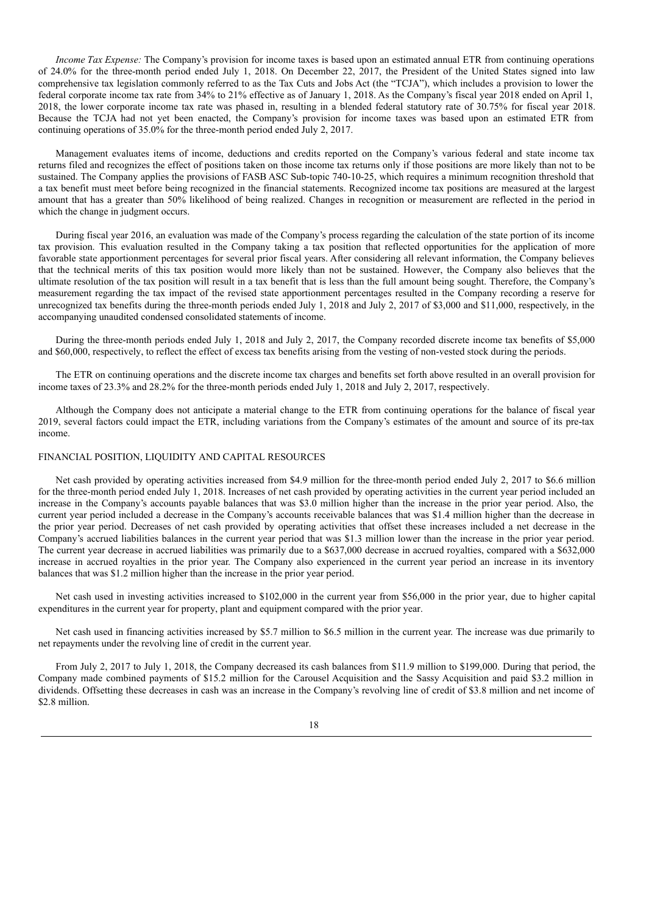*Income Tax Expense:* The Company's provision for income taxes is based upon an estimated annual ETR from continuing operations of 24.0% for the three-month period ended July 1, 2018. On December 22, 2017, the President of the United States signed into law comprehensive tax legislation commonly referred to as the Tax Cuts and Jobs Act (the "TCJA"), which includes a provision to lower the federal corporate income tax rate from 34% to 21% effective as of January 1, 2018. As the Company's fiscal year 2018 ended on April 1, 2018, the lower corporate income tax rate was phased in, resulting in a blended federal statutory rate of 30.75% for fiscal year 2018. Because the TCJA had not yet been enacted, the Company's provision for income taxes was based upon an estimated ETR from continuing operations of 35.0% for the three-month period ended July 2, 2017.

Management evaluates items of income, deductions and credits reported on the Company's various federal and state income tax returns filed and recognizes the effect of positions taken on those income tax returns only if those positions are more likely than not to be sustained. The Company applies the provisions of FASB ASC Sub-topic 740-10-25, which requires a minimum recognition threshold that a tax benefit must meet before being recognized in the financial statements. Recognized income tax positions are measured at the largest amount that has a greater than 50% likelihood of being realized. Changes in recognition or measurement are reflected in the period in which the change in judgment occurs.

During fiscal year 2016, an evaluation was made of the Company's process regarding the calculation of the state portion of its income tax provision. This evaluation resulted in the Company taking a tax position that reflected opportunities for the application of more favorable state apportionment percentages for several prior fiscal years. After considering all relevant information, the Company believes that the technical merits of this tax position would more likely than not be sustained. However, the Company also believes that the ultimate resolution of the tax position will result in a tax benefit that is less than the full amount being sought. Therefore, the Company's measurement regarding the tax impact of the revised state apportionment percentages resulted in the Company recording a reserve for unrecognized tax benefits during the three-month periods ended July 1, 2018 and July 2, 2017 of $3,000 and $11,000, respectively, in the accompanying unaudited condensed consolidated statements of income.

During the three-month periods ended July 1, 2018 and July 2, 2017, the Company recorded discrete income tax benefits of $5,000 and $60,000, respectively, to reflect the effect of excess tax benefits arising from the vesting of non-vested stock during the periods.

The ETR on continuing operations and the discrete income tax charges and benefits set forth above resulted in an overall provision for income taxes of 23.3% and 28.2% for the three-month periods ended July 1, 2018 and July 2, 2017, respectively.

Although the Company does not anticipate a material change to the ETR from continuing operations for the balance of fiscal year 2019, several factors could impact the ETR, including variations from the Company's estimates of the amount and source of its pre-tax income.

## FINANCIAL POSITION, LIQUIDITY AND CAPITAL RESOURCES

Net cash provided by operating activities increased from $4.9 million for the three-month period ended July 2, 2017 to $6.6 million for the three-month period ended July 1, 2018. Increases of net cash provided by operating activities in the current year period included an increase in the Company's accounts payable balances that was $3.0 million higher than the increase in the prior year period. Also, the current year period included a decrease in the Company's accounts receivable balances that was $1.4 million higher than the decrease in the prior year period. Decreases of net cash provided by operating activities that offset these increases included a net decrease in the Company's accrued liabilities balances in the current year period that was $1.3 million lower than the increase in the prior year period. The current year decrease in accrued liabilities was primarily due to a $637,000 decrease in accrued royalties, compared with a $632,000 increase in accrued royalties in the prior year. The Company also experienced in the current year period an increase in its inventory balances that was $1.2 million higher than the increase in the prior year period.

Net cash used in investing activities increased to $102,000 in the current year from $56,000 in the prior year, due to higher capital expenditures in the current year for property, plant and equipment compared with the prior year.

Net cash used in financing activities increased by $5.7 million to $6.5 million in the current year. The increase was due primarily to net repayments under the revolving line of credit in the current year.

From July 2, 2017 to July 1, 2018, the Company decreased its cash balances from $11.9 million to $199,000. During that period, the Company made combined payments of $15.2 million for the Carousel Acquisition and the Sassy Acquisition and paid $3.2 million in dividends. Offsetting these decreases in cash was an increase in the Company's revolving line of credit of $3.8 million and net income of $2.8 million.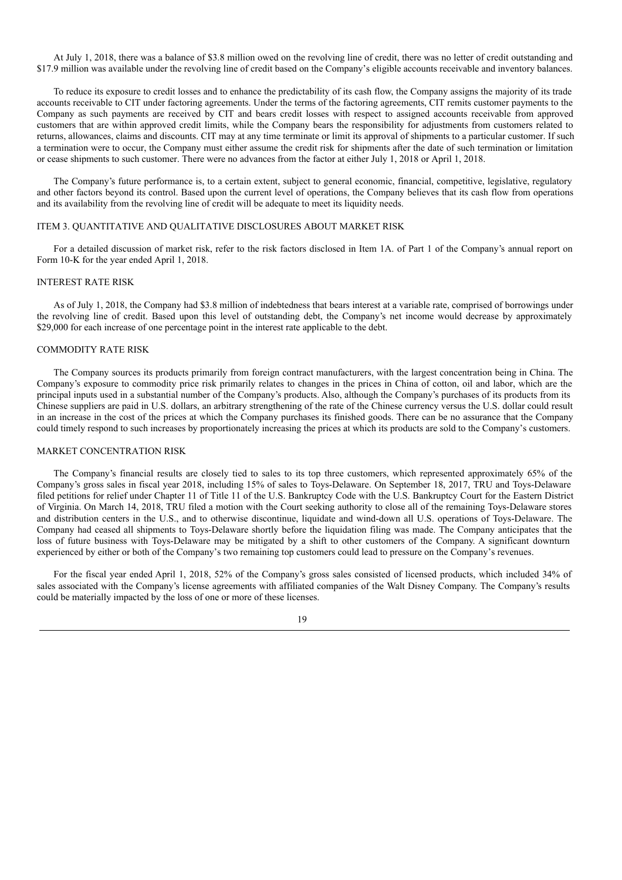At July 1, 2018, there was a balance of $3.8 million owed on the revolving line of credit, there was no letter of credit outstanding and $17.9 million was available under the revolving line of credit based on the Company's eligible accounts receivable and inventory balances.

To reduce its exposure to credit losses and to enhance the predictability of its cash flow, the Company assigns the majority of its trade accounts receivable to CIT under factoring agreements. Under the terms of the factoring agreements, CIT remits customer payments to the Company as such payments are received by CIT and bears credit losses with respect to assigned accounts receivable from approved customers that are within approved credit limits, while the Company bears the responsibility for adjustments from customers related to returns, allowances, claims and discounts. CIT may at any time terminate or limit its approval of shipments to a particular customer. If such a termination were to occur, the Company must either assume the credit risk for shipments after the date of such termination or limitation or cease shipments to such customer. There were no advances from the factor at either July 1, 2018 or April 1, 2018.

The Company's future performance is, to a certain extent, subject to general economic, financial, competitive, legislative, regulatory and other factors beyond its control. Based upon the current level of operations, the Company believes that its cash flow from operations and its availability from the revolving line of credit will be adequate to meet its liquidity needs.

## ITEM 3. QUANTITATIVE AND QUALITATIVE DISCLOSURES ABOUT MARKET RISK

For a detailed discussion of market risk, refer to the risk factors disclosed in Item 1A. of Part 1 of the Company's annual report on Form 10-K for the year ended April 1, 2018.

### INTEREST RATE RISK

As of July 1, 2018, the Company had $3.8 million of indebtedness that bears interest at a variable rate, comprised of borrowings under the revolving line of credit. Based upon this level of outstanding debt, the Company's net income would decrease by approximately $29,000 for each increase of one percentage point in the interest rate applicable to the debt.

### COMMODITY RATE RISK

The Company sources its products primarily from foreign contract manufacturers, with the largest concentration being in China. The Company's exposure to commodity price risk primarily relates to changes in the prices in China of cotton, oil and labor, which are the principal inputs used in a substantial number of the Company's products. Also, although the Company's purchases of its products from its Chinese suppliers are paid in U.S. dollars, an arbitrary strengthening of the rate of the Chinese currency versus the U.S. dollar could result in an increase in the cost of the prices at which the Company purchases its finished goods. There can be no assurance that the Company could timely respond to such increases by proportionately increasing the prices at which its products are sold to the Company's customers.

### MARKET CONCENTRATION RISK

The Company's financial results are closely tied to sales to its top three customers, which represented approximately 65% of the Company's gross sales in fiscal year 2018, including 15% of sales to Toys-Delaware. On September 18, 2017, TRU and Toys-Delaware filed petitions for relief under Chapter 11 of Title 11 of the U.S. Bankruptcy Code with the U.S. Bankruptcy Court for the Eastern District of Virginia. On March 14, 2018, TRU filed a motion with the Court seeking authority to close all of the remaining Toys-Delaware stores and distribution centers in the U.S., and to otherwise discontinue, liquidate and wind-down all U.S. operations of Toys-Delaware. The Company had ceased all shipments to Toys-Delaware shortly before the liquidation filing was made. The Company anticipates that the loss of future business with Toys-Delaware may be mitigated by a shift to other customers of the Company. A significant downturn experienced by either or both of the Company's two remaining top customers could lead to pressure on the Company's revenues.

For the fiscal year ended April 1, 2018, 52% of the Company's gross sales consisted of licensed products, which included 34% of sales associated with the Company's license agreements with affiliated companies of the Walt Disney Company. The Company's results could be materially impacted by the loss of one or more of these licenses.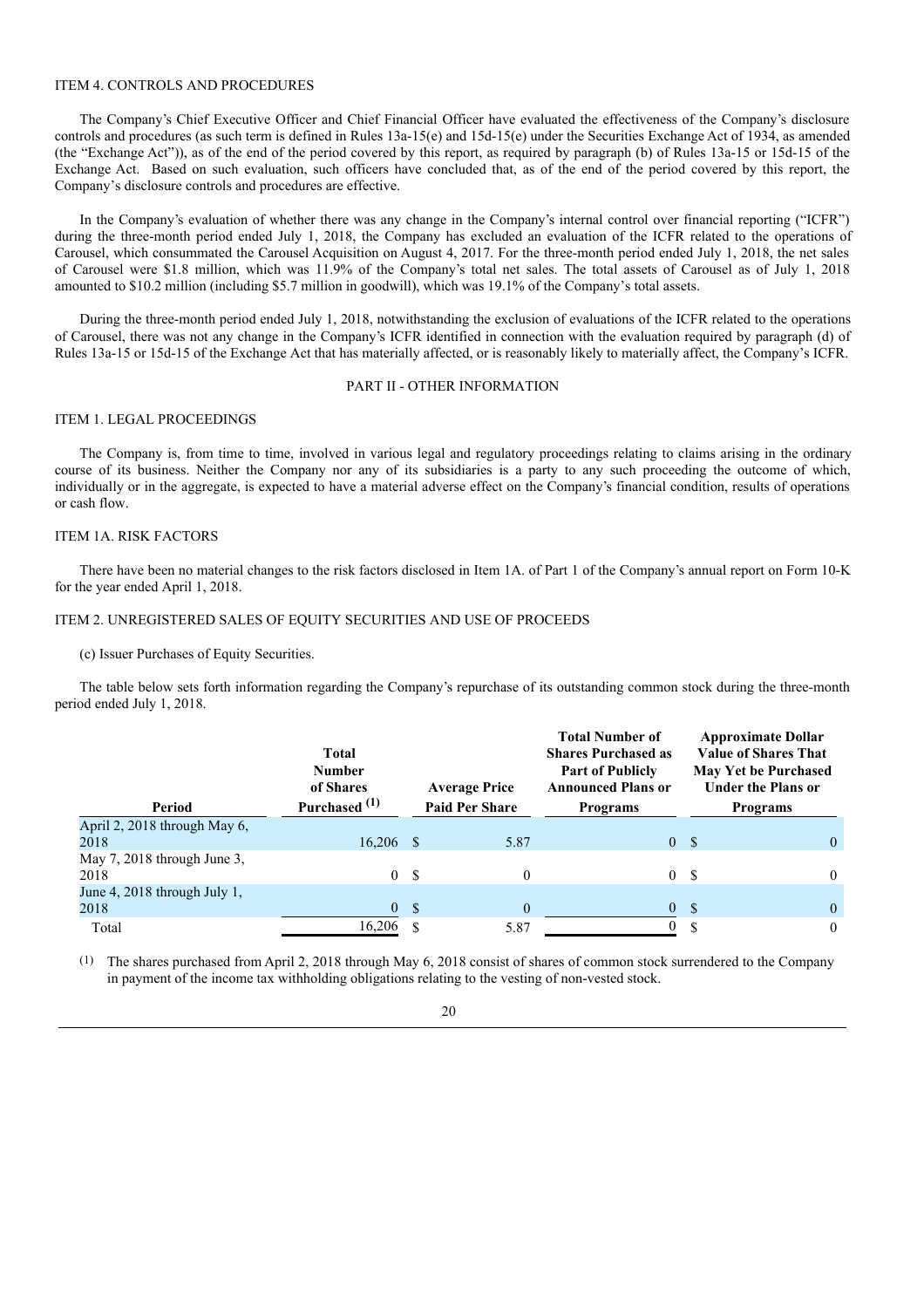ITEM 4. CONTROLS AND PROCEDURES

The Company's Chief Executive Officer and Chief Financial Officer have evaluated the effectiveness of the Company's disclosure controls and procedures (as such term is defined in Rules 13a-15(e) and 15d-15(e) under the Securities Exchange Act of 1934, as amended (the "Exchange Act")), as of the end of the period covered by this report, as required by paragraph (b) of Rules 13a-15 or 15d-15 of the Exchange Act. Based on such evaluation, such officers have concluded that, as of the end of the period covered by this report, the Company's disclosure controls and procedures are effective.

In the Company's evaluation of whether there was any change in the Company's internal control over financial reporting ("ICFR") during the three-month period ended July 1, 2018, the Company has excluded an evaluation of the ICFR related to the operations of Carousel, which consummated the Carousel Acquisition on August 4, 2017. For the three-month period ended July 1, 2018, the net sales of Carousel were $1.8 million, which was 11.9% of the Company's total net sales. The total assets of Carousel as of July 1, 2018 amounted to $10.2 million (including $5.7 million in goodwill), which was 19.1% of the Company's total assets.

During the three-month period ended July 1, 2018, notwithstanding the exclusion of evaluations of the ICFR related to the operations of Carousel, there was not any change in the Company's ICFR identified in connection with the evaluation required by paragraph (d) of Rules 13a-15 or 15d-15 of the Exchange Act that has materially affected, or is reasonably likely to materially affect, the Company's ICFR.

## PART II - OTHER INFORMATION

ITEM 1. LEGAL PROCEEDINGS

The Company is, from time to time, involved in various legal and regulatory proceedings relating to claims arising in the ordinary course of its business. Neither the Company nor any of its subsidiaries is a party to any such proceeding the outcome of which, individually or in the aggregate, is expected to have a material adverse effect on the Company's financial condition, results of operations or cash flow.

ITEM 1A. RISK FACTORS

There have been no material changes to the risk factors disclosed in Item 1A. of Part 1 of the Company's annual report on Form 10-K for the year ended April 1, 2018.

ITEM 2. UNREGISTERED SALES OF EQUITY SECURITIES AND USE OF PROCEEDS

(c) Issuer Purchases of Equity Securities.

The table below sets forth information regarding the Company's repurchase of its outstanding common stock during the three-month period ended July 1, 2018.

| Period | Total Number of Shares Purchased (1) | Average Price Paid Per Share | Total Number of Shares Purchased as Part of Publicly Announced Plans or Programs | Approximate Dollar Value of Shares That May Yet be Purchased Under the Plans or Programs |
|---|---|---|---|---|
| April 2, 2018 through May 6, 2018 | 16,206 | $ 5.87 | 0 | $ 0 |
| May 7, 2018 through June 3, 2018 | 0 | $ 0 | 0 | $ 0 |
| June 4, 2018 through July 1, 2018 | 0 | $ 0 | 0 | $ 0 |
| Total | 16,206 | $ 5.87 | 0 | $ 0 |

(1) The shares purchased from April 2, 2018 through May 6, 2018 consist of shares of common stock surrendered to the Company in payment of the income tax withholding obligations relating to the vesting of non-vested stock.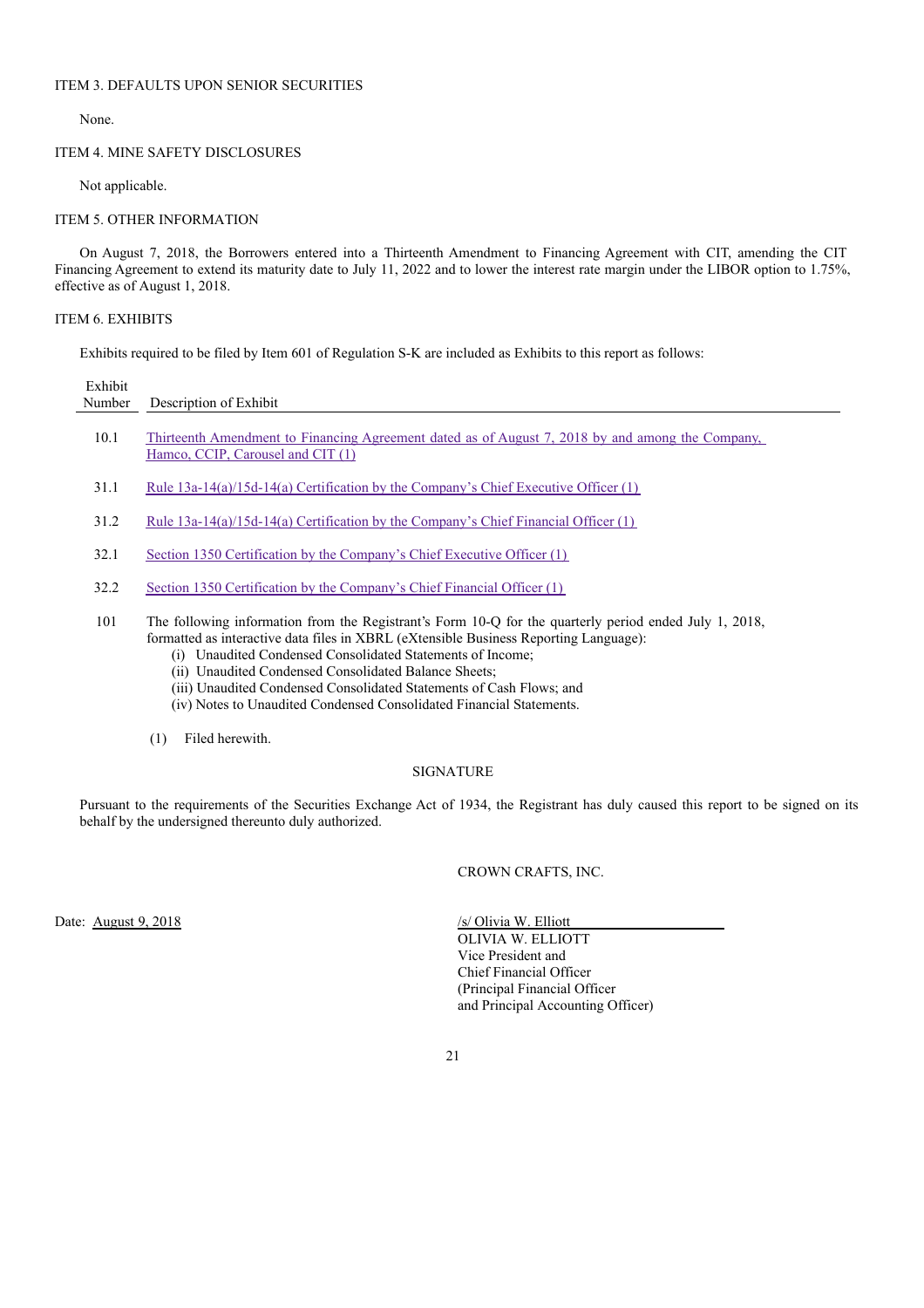## ITEM 3. DEFAULTS UPON SENIOR SECURITIES

None.

## ITEM 4. MINE SAFETY DISCLOSURES

Not applicable.

## ITEM 5. OTHER INFORMATION

On August 7, 2018, the Borrowers entered into a Thirteenth Amendment to Financing Agreement with CIT, amending the CIT Financing Agreement to extend its maturity date to July 11, 2022 and to lower the interest rate margin under the LIBOR option to 1.75%, effective as of August 1, 2018.

## ITEM 6. EXHIBITS

Exhibits required to be filed by Item 601 of Regulation S-K are included as Exhibits to this report as follows:

| Exhibit Number | Description of Exhibit |
|---|---|
| 10.1 | Thirteenth Amendment to Financing Agreement dated as of August 7, 2018 by and among the Company, Hamco, CCIP, Carousel and CIT (1) |
| 31.1 | Rule 13a-14(a)/15d-14(a) Certification by the Company's Chief Executive Officer (1) |
| 31.2 | Rule 13a-14(a)/15d-14(a) Certification by the Company's Chief Financial Officer (1) |
| 32.1 | Section 1350 Certification by the Company's Chief Executive Officer (1) |
| 32.2 | Section 1350 Certification by the Company's Chief Financial Officer (1) |
| 101 | The following information from the Registrant's Form 10-Q for the quarterly period ended July 1, 2018, formatted as interactive data files in XBRL (eXtensible Business Reporting Language): (i) Unaudited Condensed Consolidated Statements of Income; (ii) Unaudited Condensed Consolidated Balance Sheets; (iii) Unaudited Condensed Consolidated Statements of Cash Flows; and (iv) Notes to Unaudited Condensed Consolidated Financial Statements. |

(1) Filed herewith.

### SIGNATURE

Pursuant to the requirements of the Securities Exchange Act of 1934, the Registrant has duly caused this report to be signed on its behalf by the undersigned thereunto duly authorized.

CROWN CRAFTS, INC.

Date: August 9, 2018

/s/ Olivia W. Elliott
OLIVIA W. ELLIOTT
Vice President and
Chief Financial Officer
(Principal Financial Officer
and Principal Accounting Officer)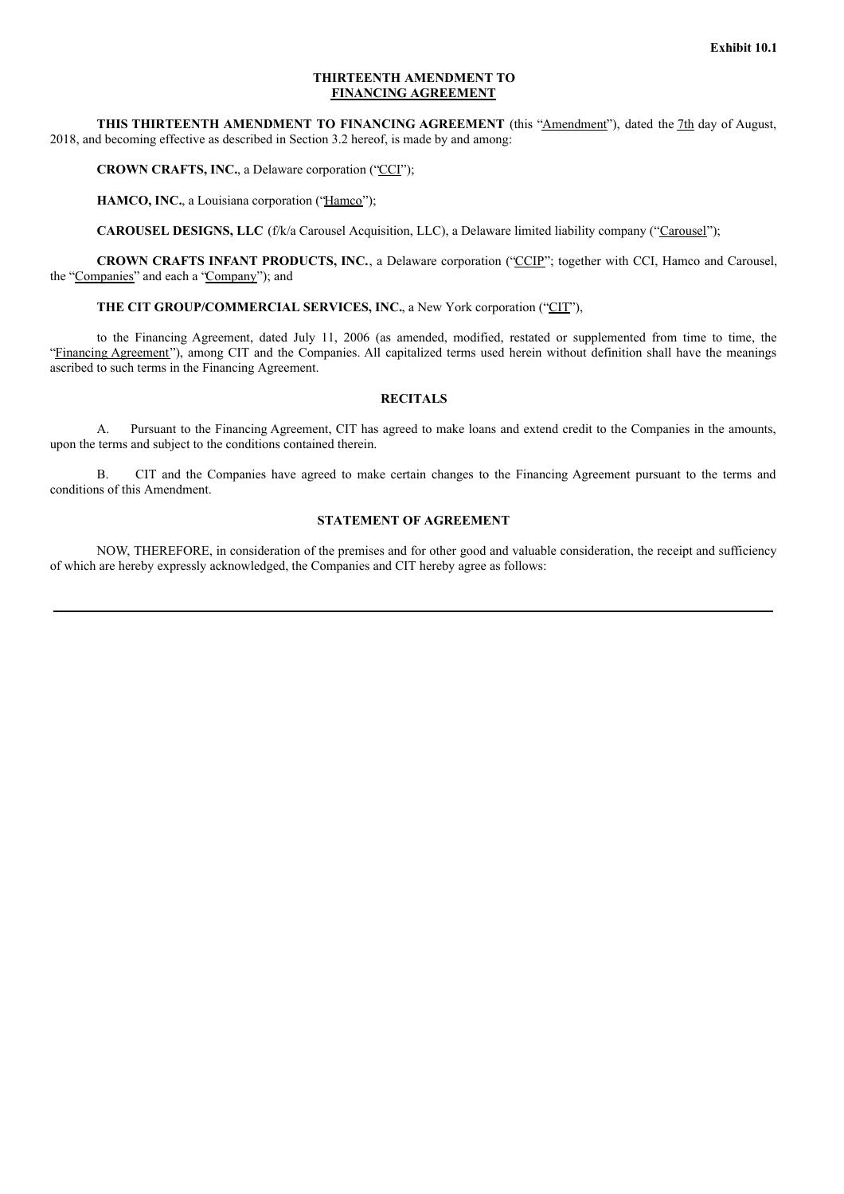**Exhibit 10.1**

**THIRTEENTH AMENDMENT TO**
**FINANCING AGREEMENT**

**THIS THIRTEENTH AMENDMENT TO FINANCING AGREEMENT** (this "Amendment"), dated the 7th day of August, 2018, and becoming effective as described in Section 3.2 hereof, is made by and among:

**CROWN CRAFTS, INC.**, a Delaware corporation ("CCI");

**HAMCO, INC.**, a Louisiana corporation ("Hamco");

**CAROUSEL DESIGNS, LLC** (f/k/a Carousel Acquisition, LLC), a Delaware limited liability company ("Carousel");

**CROWN CRAFTS INFANT PRODUCTS, INC.**, a Delaware corporation ("CCIP"; together with CCI, Hamco and Carousel, the "Companies" and each a "Company"); and

**THE CIT GROUP/COMMERCIAL SERVICES, INC.**, a New York corporation ("CIT"),

to the Financing Agreement, dated July 11, 2006 (as amended, modified, restated or supplemented from time to time, the "Financing Agreement"), among CIT and the Companies. All capitalized terms used herein without definition shall have the meanings ascribed to such terms in the Financing Agreement.

**RECITALS**

A. Pursuant to the Financing Agreement, CIT has agreed to make loans and extend credit to the Companies in the amounts, upon the terms and subject to the conditions contained therein.

B. CIT and the Companies have agreed to make certain changes to the Financing Agreement pursuant to the terms and conditions of this Amendment.

**STATEMENT OF AGREEMENT**

NOW, THEREFORE, in consideration of the premises and for other good and valuable consideration, the receipt and sufficiency of which are hereby expressly acknowledged, the Companies and CIT hereby agree as follows: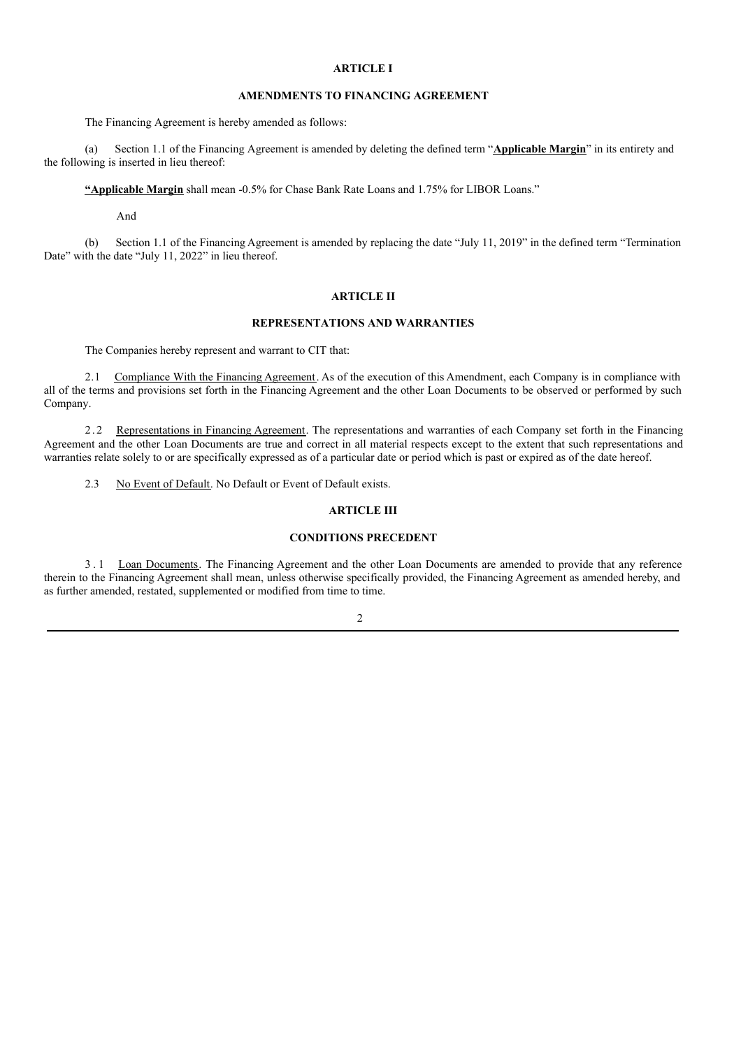## ARTICLE I

## AMENDMENTS TO FINANCING AGREEMENT

The Financing Agreement is hereby amended as follows:

(a) Section 1.1 of the Financing Agreement is amended by deleting the defined term "**Applicable Margin**" in its entirety and the following is inserted in lieu thereof:

**"Applicable Margin** shall mean -0.5% for Chase Bank Rate Loans and 1.75% for LIBOR Loans."

And

(b) Section 1.1 of the Financing Agreement is amended by replacing the date "July 11, 2019" in the defined term "Termination Date" with the date "July 11, 2022" in lieu thereof.

## ARTICLE II

## REPRESENTATIONS AND WARRANTIES

The Companies hereby represent and warrant to CIT that:

2.1 Compliance With the Financing Agreement. As of the execution of this Amendment, each Company is in compliance with all of the terms and provisions set forth in the Financing Agreement and the other Loan Documents to be observed or performed by such Company.

2.2 Representations in Financing Agreement. The representations and warranties of each Company set forth in the Financing Agreement and the other Loan Documents are true and correct in all material respects except to the extent that such representations and warranties relate solely to or are specifically expressed as of a particular date or period which is past or expired as of the date hereof.

2.3 No Event of Default. No Default or Event of Default exists.

## ARTICLE III

## CONDITIONS PRECEDENT

3.1 Loan Documents. The Financing Agreement and the other Loan Documents are amended to provide that any reference therein to the Financing Agreement shall mean, unless otherwise specifically provided, the Financing Agreement as amended hereby, and as further amended, restated, supplemented or modified from time to time.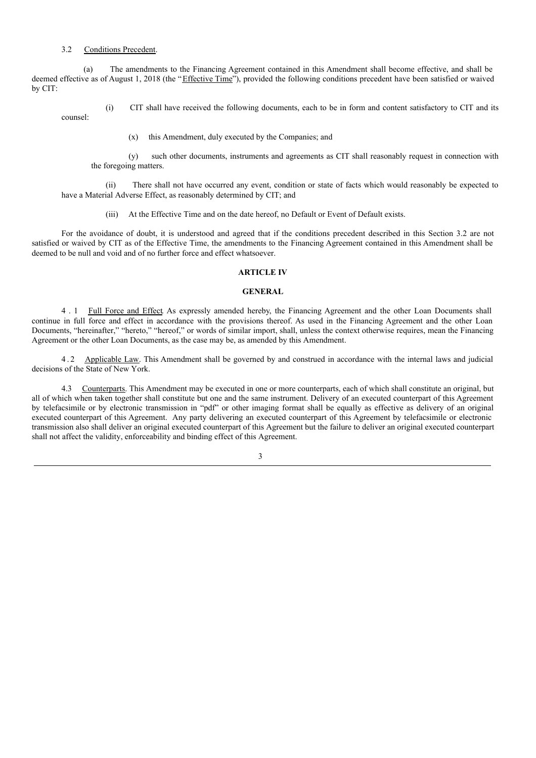3.2 Conditions Precedent.

(a) The amendments to the Financing Agreement contained in this Amendment shall become effective, and shall be deemed effective as of August 1, 2018 (the "Effective Time"), provided the following conditions precedent have been satisfied or waived by CIT:

(i) CIT shall have received the following documents, each to be in form and content satisfactory to CIT and its counsel:

(x) this Amendment, duly executed by the Companies; and

(y) such other documents, instruments and agreements as CIT shall reasonably request in connection with the foregoing matters.

(ii) There shall not have occurred any event, condition or state of facts which would reasonably be expected to have a Material Adverse Effect, as reasonably determined by CIT; and

(iii) At the Effective Time and on the date hereof, no Default or Event of Default exists.

For the avoidance of doubt, it is understood and agreed that if the conditions precedent described in this Section 3.2 are not satisfied or waived by CIT as of the Effective Time, the amendments to the Financing Agreement contained in this Amendment shall be deemed to be null and void and of no further force and effect whatsoever.

**ARTICLE IV**

**GENERAL**

4.1 Full Force and Effect. As expressly amended hereby, the Financing Agreement and the other Loan Documents shall continue in full force and effect in accordance with the provisions thereof. As used in the Financing Agreement and the other Loan Documents, "hereinafter," "hereto," "hereof," or words of similar import, shall, unless the context otherwise requires, mean the Financing Agreement or the other Loan Documents, as the case may be, as amended by this Amendment.

4.2 Applicable Law. This Amendment shall be governed by and construed in accordance with the internal laws and judicial decisions of the State of New York.

4.3 Counterparts. This Amendment may be executed in one or more counterparts, each of which shall constitute an original, but all of which when taken together shall constitute but one and the same instrument. Delivery of an executed counterpart of this Agreement by telefacsimile or by electronic transmission in "pdf" or other imaging format shall be equally as effective as delivery of an original executed counterpart of this Agreement. Any party delivering an executed counterpart of this Agreement by telefacsimile or electronic transmission also shall deliver an original executed counterpart of this Agreement but the failure to deliver an original executed counterpart shall not affect the validity, enforceability and binding effect of this Agreement.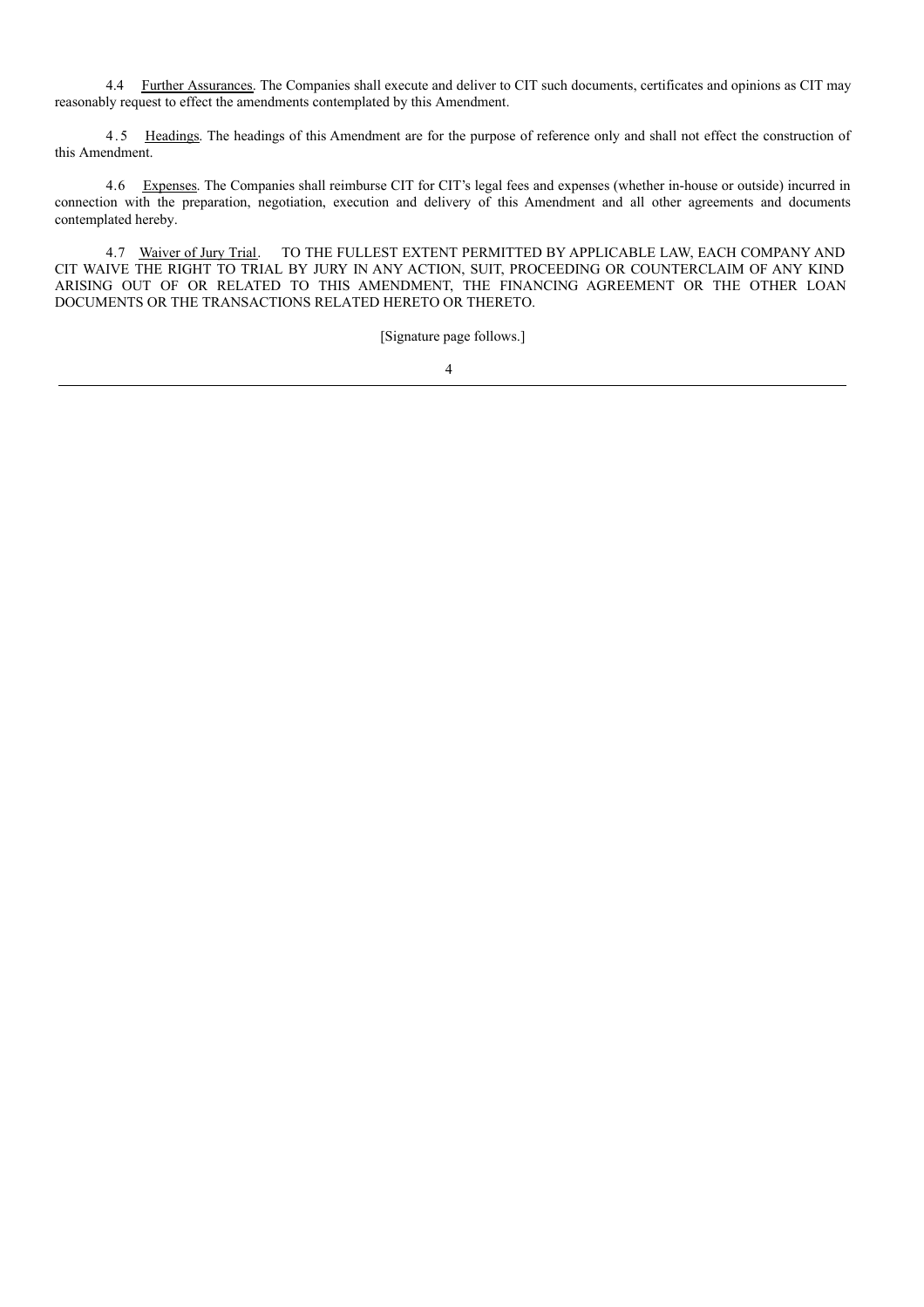4.4 Further Assurances. The Companies shall execute and deliver to CIT such documents, certificates and opinions as CIT may reasonably request to effect the amendments contemplated by this Amendment.

4.5 Headings. The headings of this Amendment are for the purpose of reference only and shall not effect the construction of this Amendment.

4.6 Expenses. The Companies shall reimburse CIT for CIT's legal fees and expenses (whether in-house or outside) incurred in connection with the preparation, negotiation, execution and delivery of this Amendment and all other agreements and documents contemplated hereby.

4.7 Waiver of Jury Trial. TO THE FULLEST EXTENT PERMITTED BY APPLICABLE LAW, EACH COMPANY AND CIT WAIVE THE RIGHT TO TRIAL BY JURY IN ANY ACTION, SUIT, PROCEEDING OR COUNTERCLAIM OF ANY KIND ARISING OUT OF OR RELATED TO THIS AMENDMENT, THE FINANCING AGREEMENT OR THE OTHER LOAN DOCUMENTS OR THE TRANSACTIONS RELATED HERETO OR THERETO.

[Signature page follows.]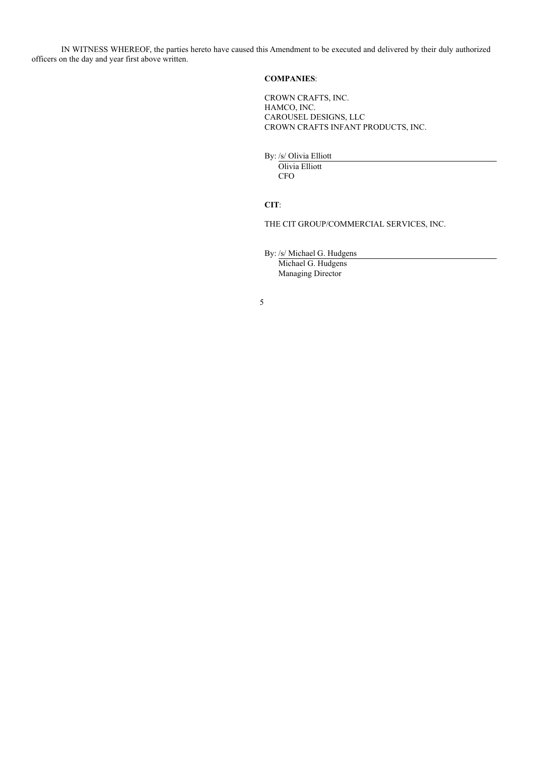IN WITNESS WHEREOF, the parties hereto have caused this Amendment to be executed and delivered by their duly authorized officers on the day and year first above written.

**COMPANIES**:

CROWN CRAFTS, INC.
HAMCO, INC.
CAROUSEL DESIGNS, LLC
CROWN CRAFTS INFANT PRODUCTS, INC.

By: /s/ Olivia Elliott
Olivia Elliott
CFO

**CIT**:

THE CIT GROUP/COMMERCIAL SERVICES, INC.

By: /s/ Michael G. Hudgens
Michael G. Hudgens
Managing Director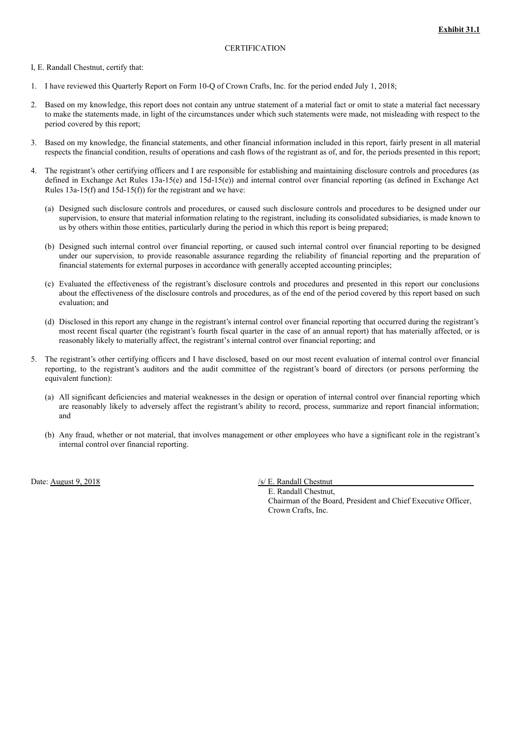**Exhibit 31.1**

CERTIFICATION

I, E. Randall Chestnut, certify that:

1. I have reviewed this Quarterly Report on Form 10-Q of Crown Crafts, Inc. for the period ended July 1, 2018;

2. Based on my knowledge, this report does not contain any untrue statement of a material fact or omit to state a material fact necessary to make the statements made, in light of the circumstances under which such statements were made, not misleading with respect to the period covered by this report;

3. Based on my knowledge, the financial statements, and other financial information included in this report, fairly present in all material respects the financial condition, results of operations and cash flows of the registrant as of, and for, the periods presented in this report;

4. The registrant's other certifying officers and I are responsible for establishing and maintaining disclosure controls and procedures (as defined in Exchange Act Rules 13a-15(e) and 15d-15(e)) and internal control over financial reporting (as defined in Exchange Act Rules 13a-15(f) and 15d-15(f)) for the registrant and we have:

   (a) Designed such disclosure controls and procedures, or caused such disclosure controls and procedures to be designed under our supervision, to ensure that material information relating to the registrant, including its consolidated subsidiaries, is made known to us by others within those entities, particularly during the period in which this report is being prepared;

   (b) Designed such internal control over financial reporting, or caused such internal control over financial reporting to be designed under our supervision, to provide reasonable assurance regarding the reliability of financial reporting and the preparation of financial statements for external purposes in accordance with generally accepted accounting principles;

   (c) Evaluated the effectiveness of the registrant's disclosure controls and procedures and presented in this report our conclusions about the effectiveness of the disclosure controls and procedures, as of the end of the period covered by this report based on such evaluation; and

   (d) Disclosed in this report any change in the registrant's internal control over financial reporting that occurred during the registrant's most recent fiscal quarter (the registrant's fourth fiscal quarter in the case of an annual report) that has materially affected, or is reasonably likely to materially affect, the registrant's internal control over financial reporting; and

5. The registrant's other certifying officers and I have disclosed, based on our most recent evaluation of internal control over financial reporting, to the registrant's auditors and the audit committee of the registrant's board of directors (or persons performing the equivalent function):

   (a) All significant deficiencies and material weaknesses in the design or operation of internal control over financial reporting which are reasonably likely to adversely affect the registrant's ability to record, process, summarize and report financial information; and

   (b) Any fraud, whether or not material, that involves management or other employees who have a significant role in the registrant's internal control over financial reporting.

Date: August 9, 2018

/s/ E. Randall Chestnut
E. Randall Chestnut,
Chairman of the Board, President and Chief Executive Officer,
Crown Crafts, Inc.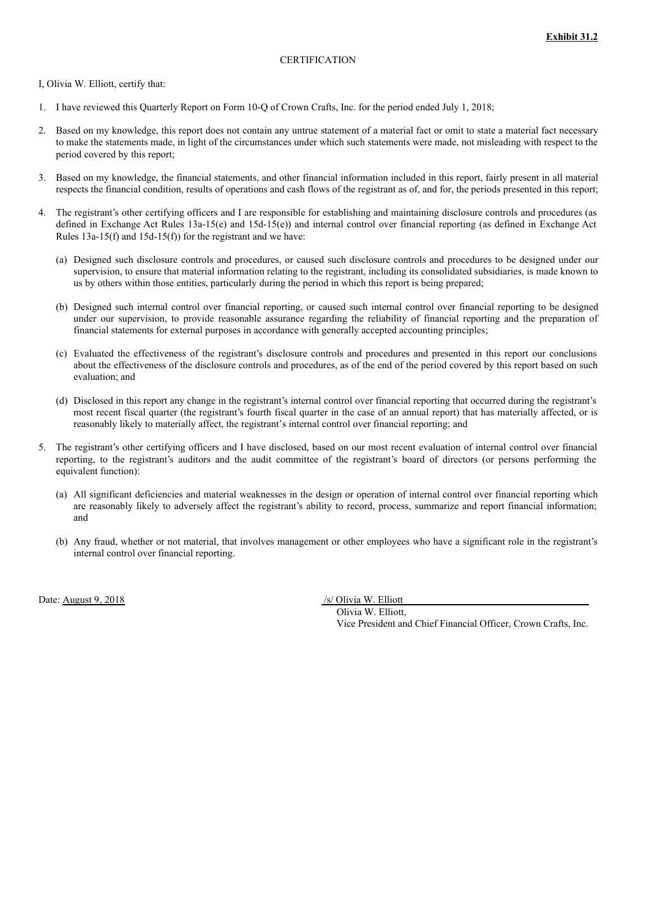**Exhibit 31.2**

CERTIFICATION

I, Olivia W. Elliott, certify that:

1. I have reviewed this Quarterly Report on Form 10-Q of Crown Crafts, Inc. for the period ended July 1, 2018;

2. Based on my knowledge, this report does not contain any untrue statement of a material fact or omit to state a material fact necessary to make the statements made, in light of the circumstances under which such statements were made, not misleading with respect to the period covered by this report;

3. Based on my knowledge, the financial statements, and other financial information included in this report, fairly present in all material respects the financial condition, results of operations and cash flows of the registrant as of, and for, the periods presented in this report;

4. The registrant's other certifying officers and I are responsible for establishing and maintaining disclosure controls and procedures (as defined in Exchange Act Rules 13a-15(e) and 15d-15(e)) and internal control over financial reporting (as defined in Exchange Act Rules 13a-15(f) and 15d-15(f)) for the registrant and we have:

   (a) Designed such disclosure controls and procedures, or caused such disclosure controls and procedures to be designed under our supervision, to ensure that material information relating to the registrant, including its consolidated subsidiaries, is made known to us by others within those entities, particularly during the period in which this report is being prepared;

   (b) Designed such internal control over financial reporting, or caused such internal control over financial reporting to be designed under our supervision, to provide reasonable assurance regarding the reliability of financial reporting and the preparation of financial statements for external purposes in accordance with generally accepted accounting principles;

   (c) Evaluated the effectiveness of the registrant's disclosure controls and procedures and presented in this report our conclusions about the effectiveness of the disclosure controls and procedures, as of the end of the period covered by this report based on such evaluation; and

   (d) Disclosed in this report any change in the registrant's internal control over financial reporting that occurred during the registrant's most recent fiscal quarter (the registrant's fourth fiscal quarter in the case of an annual report) that has materially affected, or is reasonably likely to materially affect, the registrant's internal control over financial reporting; and

5. The registrant's other certifying officers and I have disclosed, based on our most recent evaluation of internal control over financial reporting, to the registrant's auditors and the audit committee of the registrant's board of directors (or persons performing the equivalent function):

   (a) All significant deficiencies and material weaknesses in the design or operation of internal control over financial reporting which are reasonably likely to adversely affect the registrant's ability to record, process, summarize and report financial information; and

   (b) Any fraud, whether or not material, that involves management or other employees who have a significant role in the registrant's internal control over financial reporting.

Date: August 9, 2018

/s/ Olivia W. Elliott
Olivia W. Elliott,
Vice President and Chief Financial Officer, Crown Crafts, Inc.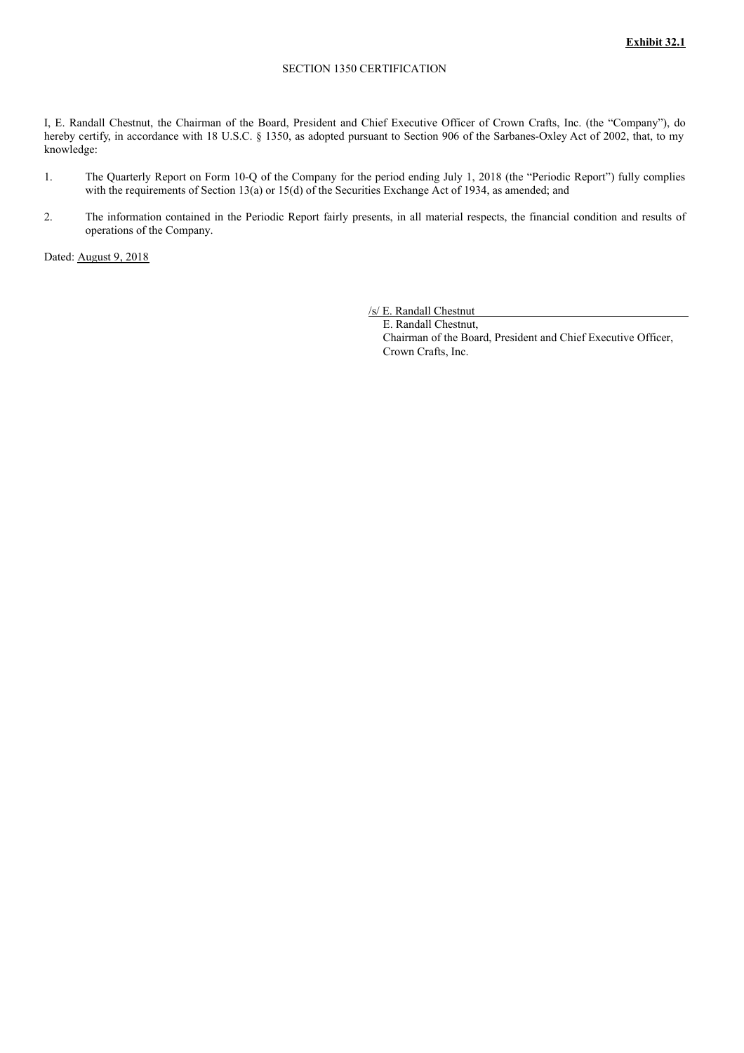**Exhibit 32.1**

SECTION 1350 CERTIFICATION

I, E. Randall Chestnut, the Chairman of the Board, President and Chief Executive Officer of Crown Crafts, Inc. (the "Company"), do hereby certify, in accordance with 18 U.S.C. § 1350, as adopted pursuant to Section 906 of the Sarbanes-Oxley Act of 2002, that, to my knowledge:

1. The Quarterly Report on Form 10-Q of the Company for the period ending July 1, 2018 (the "Periodic Report") fully complies with the requirements of Section 13(a) or 15(d) of the Securities Exchange Act of 1934, as amended; and

2. The information contained in the Periodic Report fairly presents, in all material respects, the financial condition and results of operations of the Company.

Dated: August 9, 2018

/s/ E. Randall Chestnut

E. Randall Chestnut,
Chairman of the Board, President and Chief Executive Officer,
Crown Crafts, Inc.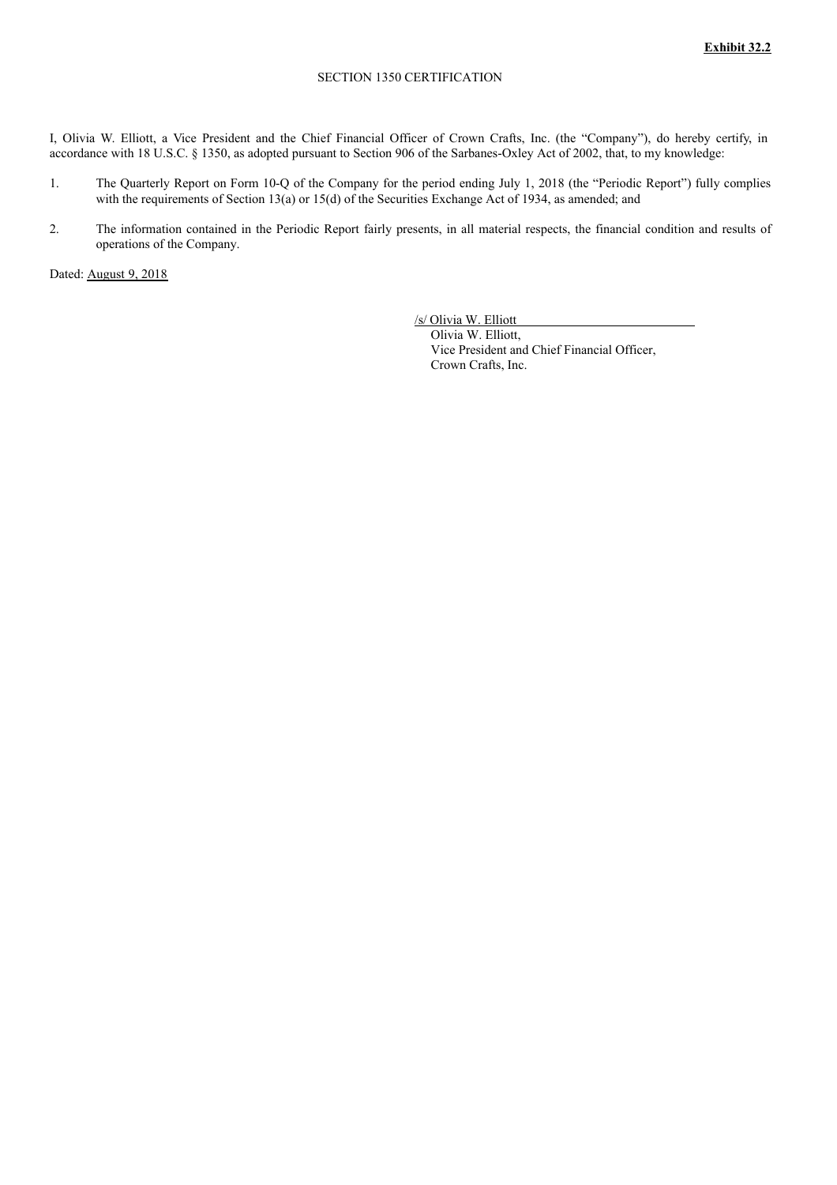**Exhibit 32.2**

SECTION 1350 CERTIFICATION

I, Olivia W. Elliott, a Vice President and the Chief Financial Officer of Crown Crafts, Inc. (the "Company"), do hereby certify, in accordance with 18 U.S.C. § 1350, as adopted pursuant to Section 906 of the Sarbanes-Oxley Act of 2002, that, to my knowledge:

1. The Quarterly Report on Form 10-Q of the Company for the period ending July 1, 2018 (the "Periodic Report") fully complies with the requirements of Section 13(a) or 15(d) of the Securities Exchange Act of 1934, as amended; and

2. The information contained in the Periodic Report fairly presents, in all material respects, the financial condition and results of operations of the Company.

Dated: August 9, 2018

/s/ Olivia W. Elliott
Olivia W. Elliott,
Vice President and Chief Financial Officer,
Crown Crafts, Inc.